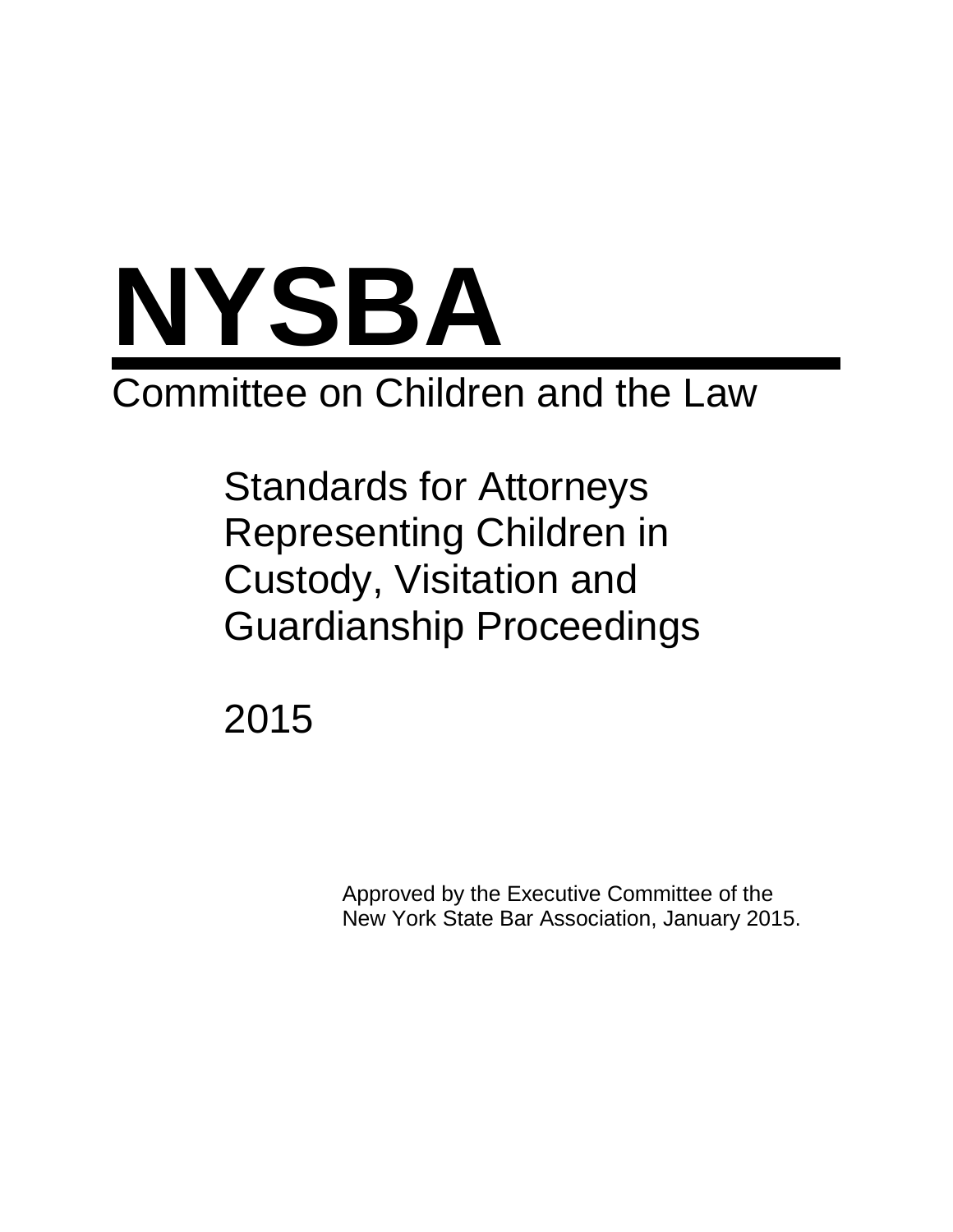# NYSBA

## Committee on Children and the Law

### Standards for Attorneys Representing Children in Custody, Visitation and Guardianship Proceedings

2015

Approved by the Executive Committee of the New York State Bar Association, January 2015.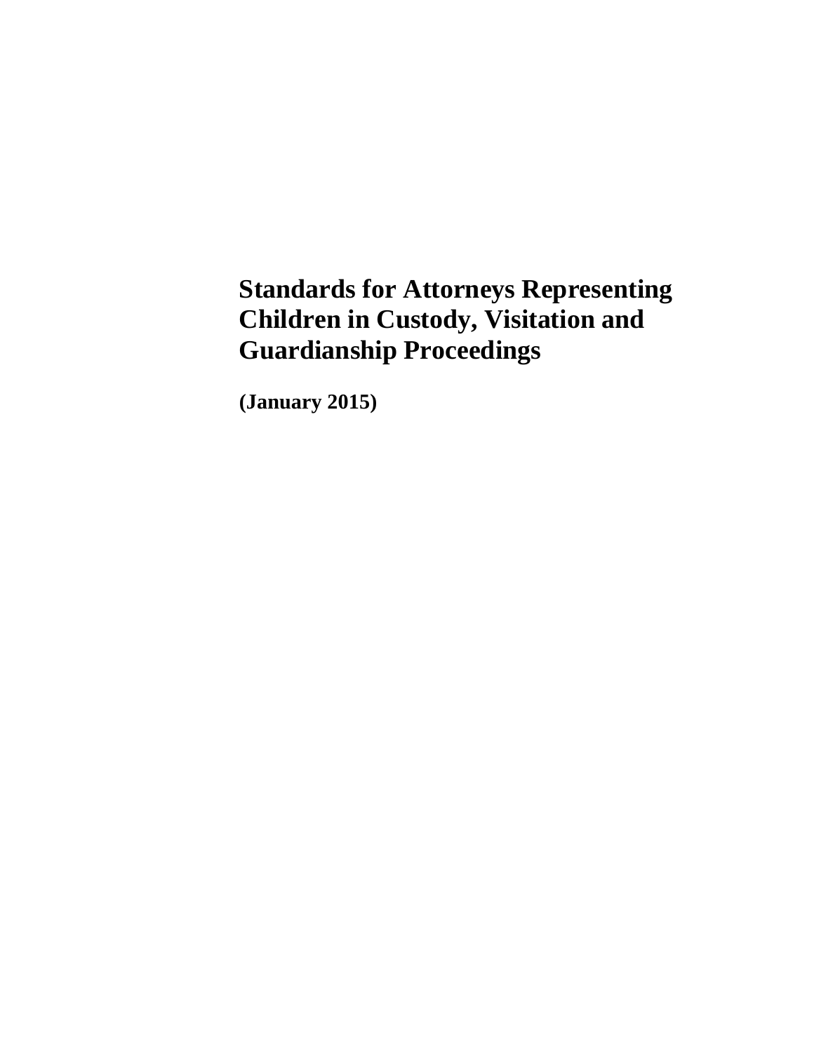# Standards for Attorneys Representing Children in Custody, Visitation and Guardianship Proceedings

**(January 2015)**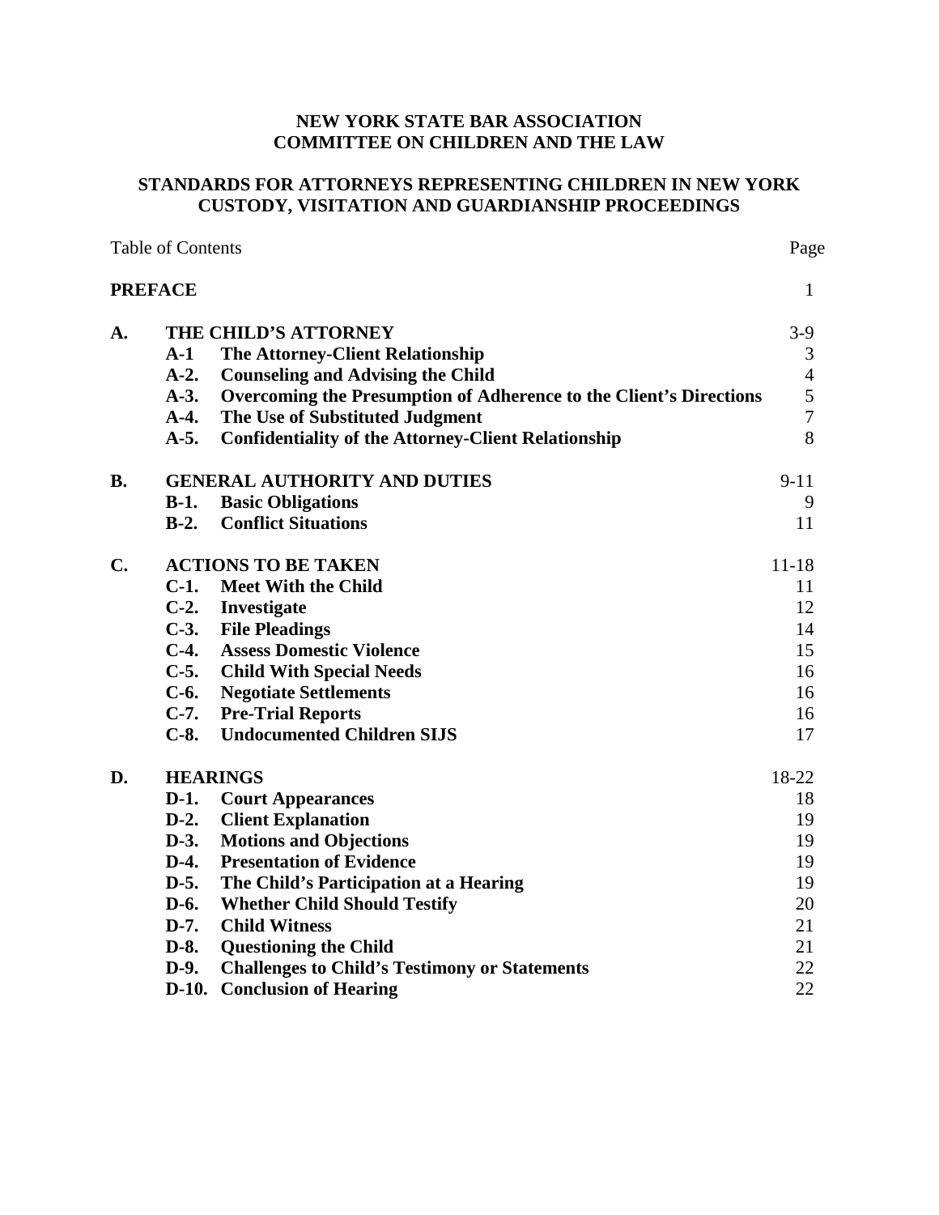# NEW YORK STATE BAR ASSOCIATION
# COMMITTEE ON CHILDREN AND THE LAW

## STANDARDS FOR ATTORNEYS REPRESENTING CHILDREN IN NEW YORK CUSTODY, VISITATION AND GUARDIANSHIP PROCEEDINGS

| Table of Contents | | | Page |
|---|---|---|---|
| **PREFACE** | | | 1 |
| **A.** | **THE CHILD'S ATTORNEY** | | 3-9 |
| | **A-1** | **The Attorney-Client Relationship** | 3 |
| | **A-2.** | **Counseling and Advising the Child** | 4 |
| | **A-3.** | **Overcoming the Presumption of Adherence to the Client's Directions** | 5 |
| | **A-4.** | **The Use of Substituted Judgment** | 7 |
| | **A-5.** | **Confidentiality of the Attorney-Client Relationship** | 8 |
| **B.** | **GENERAL AUTHORITY AND DUTIES** | | 9-11 |
| | **B-1.** | **Basic Obligations** | 9 |
| | **B-2.** | **Conflict Situations** | 11 |
| **C.** | **ACTIONS TO BE TAKEN** | | 11-18 |
| | **C-1.** | **Meet With the Child** | 11 |
| | **C-2.** | **Investigate** | 12 |
| | **C-3.** | **File Pleadings** | 14 |
| | **C-4.** | **Assess Domestic Violence** | 15 |
| | **C-5.** | **Child With Special Needs** | 16 |
| | **C-6.** | **Negotiate Settlements** | 16 |
| | **C-7.** | **Pre-Trial Reports** | 16 |
| | **C-8.** | **Undocumented Children SIJS** | 17 |
| **D.** | **HEARINGS** | | 18-22 |
| | **D-1.** | **Court Appearances** | 18 |
| | **D-2.** | **Client Explanation** | 19 |
| | **D-3.** | **Motions and Objections** | 19 |
| | **D-4.** | **Presentation of Evidence** | 19 |
| | **D-5.** | **The Child's Participation at a Hearing** | 19 |
| | **D-6.** | **Whether Child Should Testify** | 20 |
| | **D-7.** | **Child Witness** | 21 |
| | **D-8.** | **Questioning the Child** | 21 |
| | **D-9.** | **Challenges to Child's Testimony or Statements** | 22 |
| | **D-10.** | **Conclusion of Hearing** | 22 |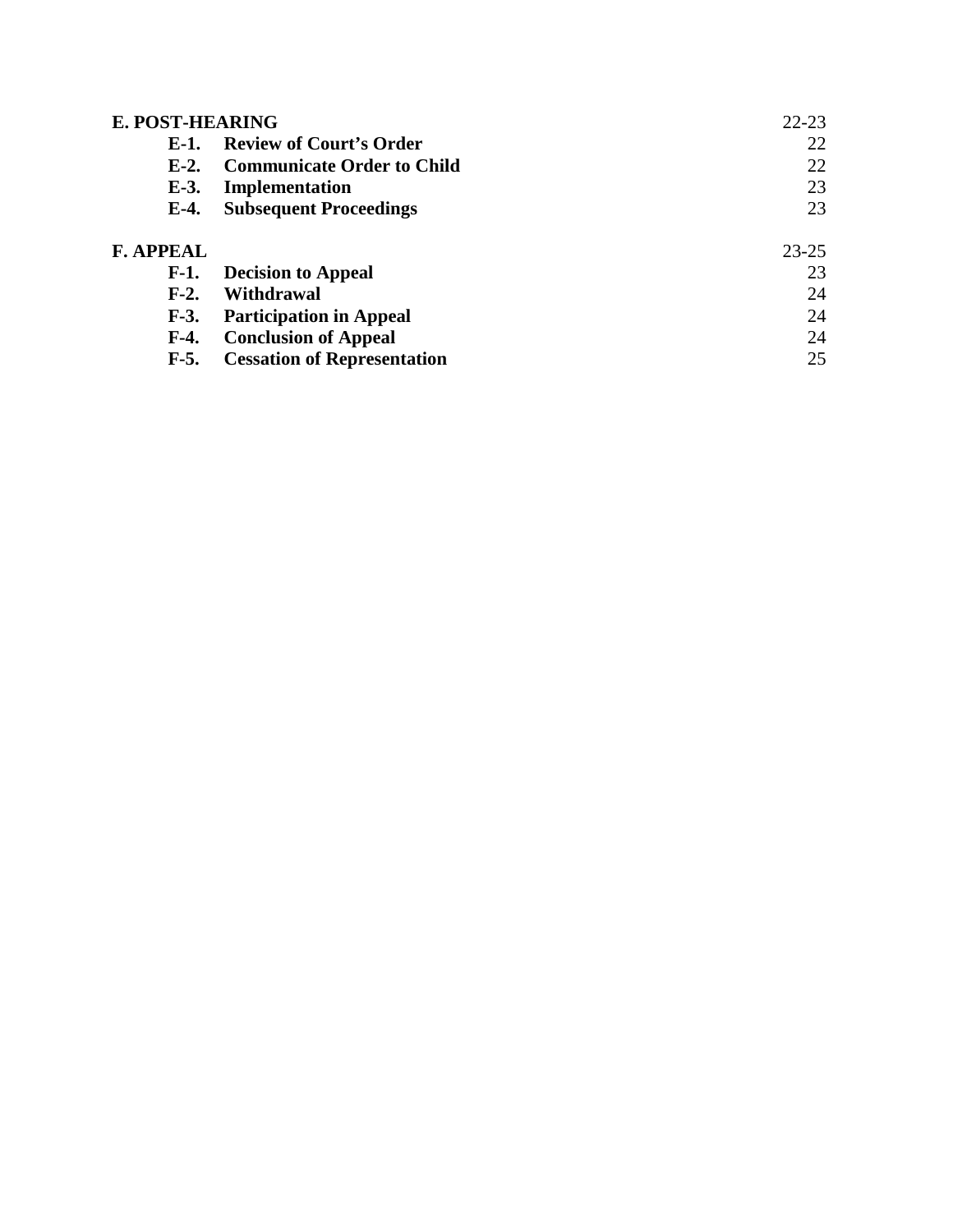| | | |
|---|---|---|
| **E. POST-HEARING** | | 22-23 |
| **E-1.** | **Review of Court's Order** | 22 |
| **E-2.** | **Communicate Order to Child** | 22 |
| **E-3.** | **Implementation** | 23 |
| **E-4.** | **Subsequent Proceedings** | 23 |
| **F. APPEAL** | | 23-25 |
| **F-1.** | **Decision to Appeal** | 23 |
| **F-2.** | **Withdrawal** | 24 |
| **F-3.** | **Participation in Appeal** | 24 |
| **F-4.** | **Conclusion of Appeal** | 24 |
| **F-5.** | **Cessation of Representation** | 25 |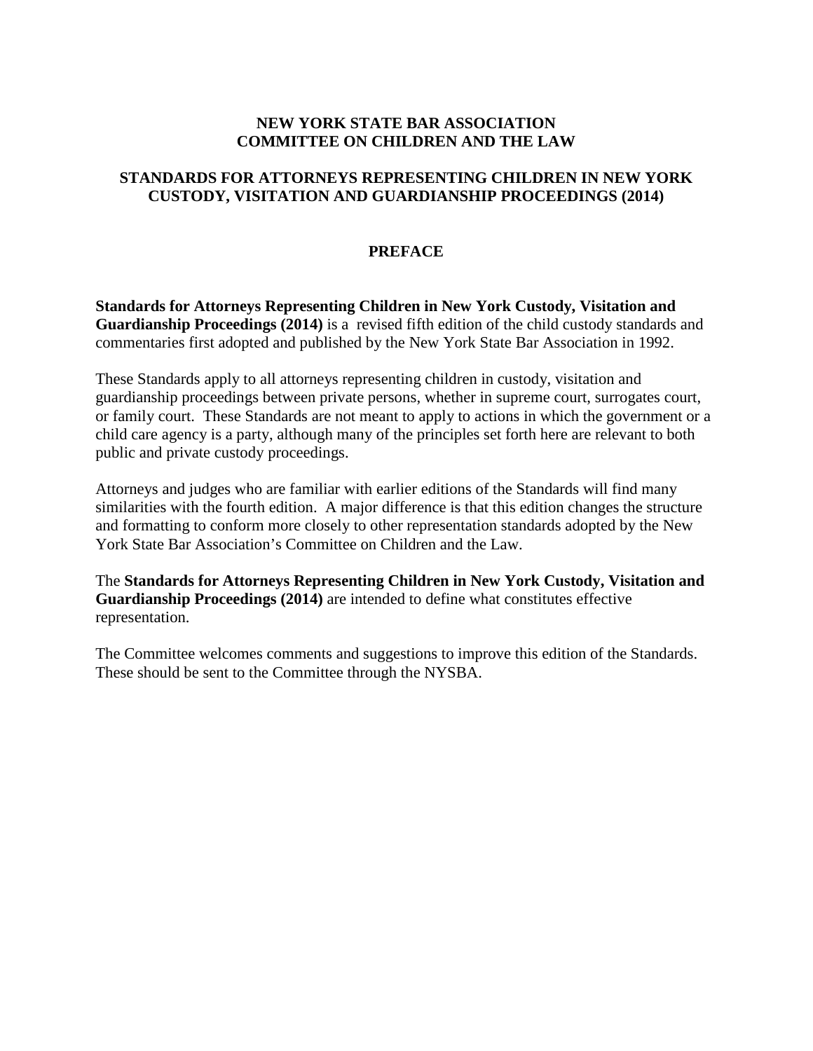# NEW YORK STATE BAR ASSOCIATION
# COMMITTEE ON CHILDREN AND THE LAW

## STANDARDS FOR ATTORNEYS REPRESENTING CHILDREN IN NEW YORK CUSTODY, VISITATION AND GUARDIANSHIP PROCEEDINGS (2014)

## PREFACE

**Standards for Attorneys Representing Children in New York Custody, Visitation and Guardianship Proceedings (2014)** is a revised fifth edition of the child custody standards and commentaries first adopted and published by the New York State Bar Association in 1992.

These Standards apply to all attorneys representing children in custody, visitation and guardianship proceedings between private persons, whether in supreme court, surrogates court, or family court. These Standards are not meant to apply to actions in which the government or a child care agency is a party, although many of the principles set forth here are relevant to both public and private custody proceedings.

Attorneys and judges who are familiar with earlier editions of the Standards will find many similarities with the fourth edition. A major difference is that this edition changes the structure and formatting to conform more closely to other representation standards adopted by the New York State Bar Association's Committee on Children and the Law.

The **Standards for Attorneys Representing Children in New York Custody, Visitation and Guardianship Proceedings (2014)** are intended to define what constitutes effective representation.

The Committee welcomes comments and suggestions to improve this edition of the Standards. These should be sent to the Committee through the NYSBA.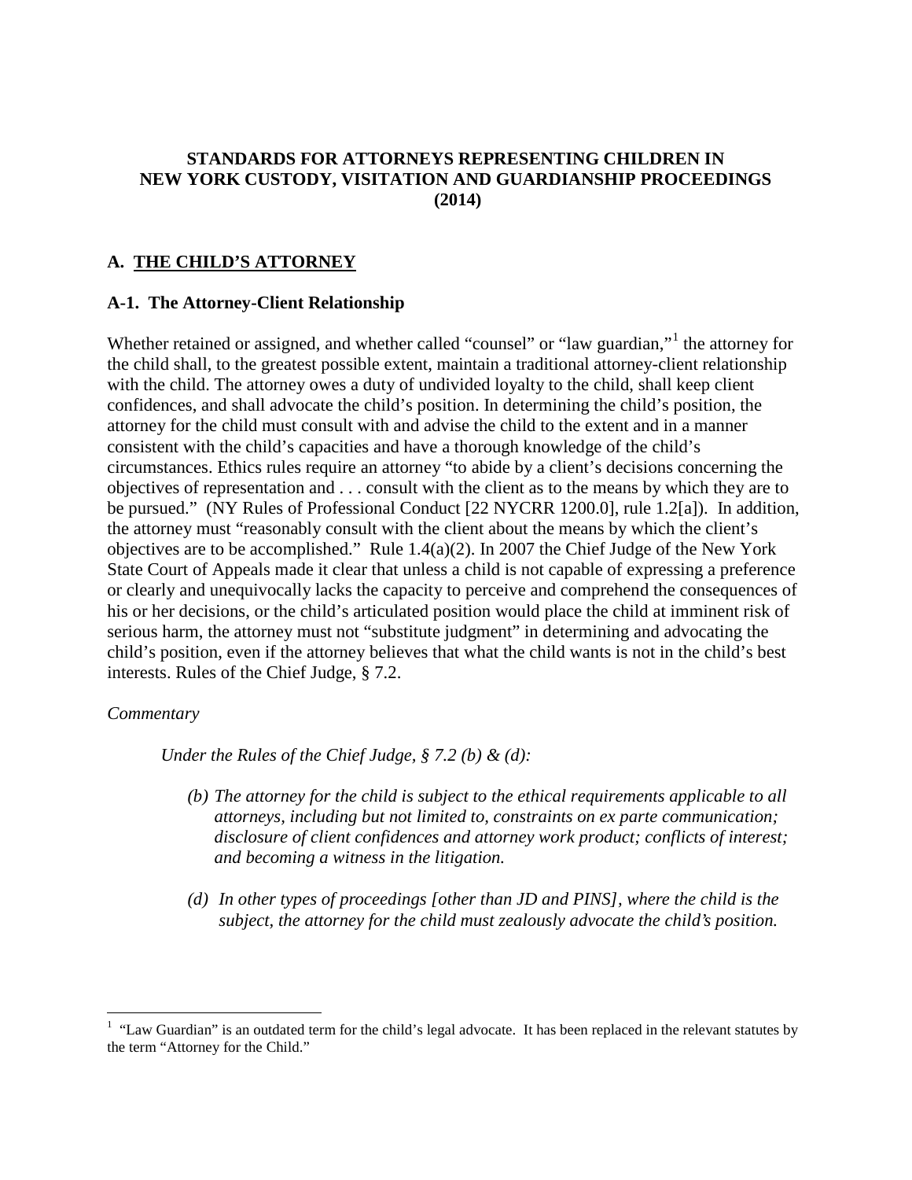**STANDARDS FOR ATTORNEYS REPRESENTING CHILDREN IN NEW YORK CUSTODY, VISITATION AND GUARDIANSHIP PROCEEDINGS (2014)**

## A. THE CHILD'S ATTORNEY

### A-1. The Attorney-Client Relationship

Whether retained or assigned, and whether called "counsel" or "law guardian,"[1] the attorney for the child shall, to the greatest possible extent, maintain a traditional attorney-client relationship with the child. The attorney owes a duty of undivided loyalty to the child, shall keep client confidences, and shall advocate the child's position. In determining the child's position, the attorney for the child must consult with and advise the child to the extent and in a manner consistent with the child's capacities and have a thorough knowledge of the child's circumstances. Ethics rules require an attorney "to abide by a client's decisions concerning the objectives of representation and . . . consult with the client as to the means by which they are to be pursued." (NY Rules of Professional Conduct [22 NYCRR 1200.0], rule 1.2[a]). In addition, the attorney must "reasonably consult with the client about the means by which the client's objectives are to be accomplished." Rule 1.4(a)(2). In 2007 the Chief Judge of the New York State Court of Appeals made it clear that unless a child is not capable of expressing a preference or clearly and unequivocally lacks the capacity to perceive and comprehend the consequences of his or her decisions, or the child's articulated position would place the child at imminent risk of serious harm, the attorney must not "substitute judgment" in determining and advocating the child's position, even if the attorney believes that what the child wants is not in the child's best interests. Rules of the Chief Judge, § 7.2.

*Commentary*

*Under the Rules of the Chief Judge, § 7.2 (b) & (d):*

*(b) The attorney for the child is subject to the ethical requirements applicable to all attorneys, including but not limited to, constraints on ex parte communication; disclosure of client confidences and attorney work product; conflicts of interest; and becoming a witness in the litigation.*

*(d) In other types of proceedings [other than JD and PINS], where the child is the subject, the attorney for the child must zealously advocate the child's position.*

---

[1] "Law Guardian" is an outdated term for the child's legal advocate. It has been replaced in the relevant statutes by the term "Attorney for the Child."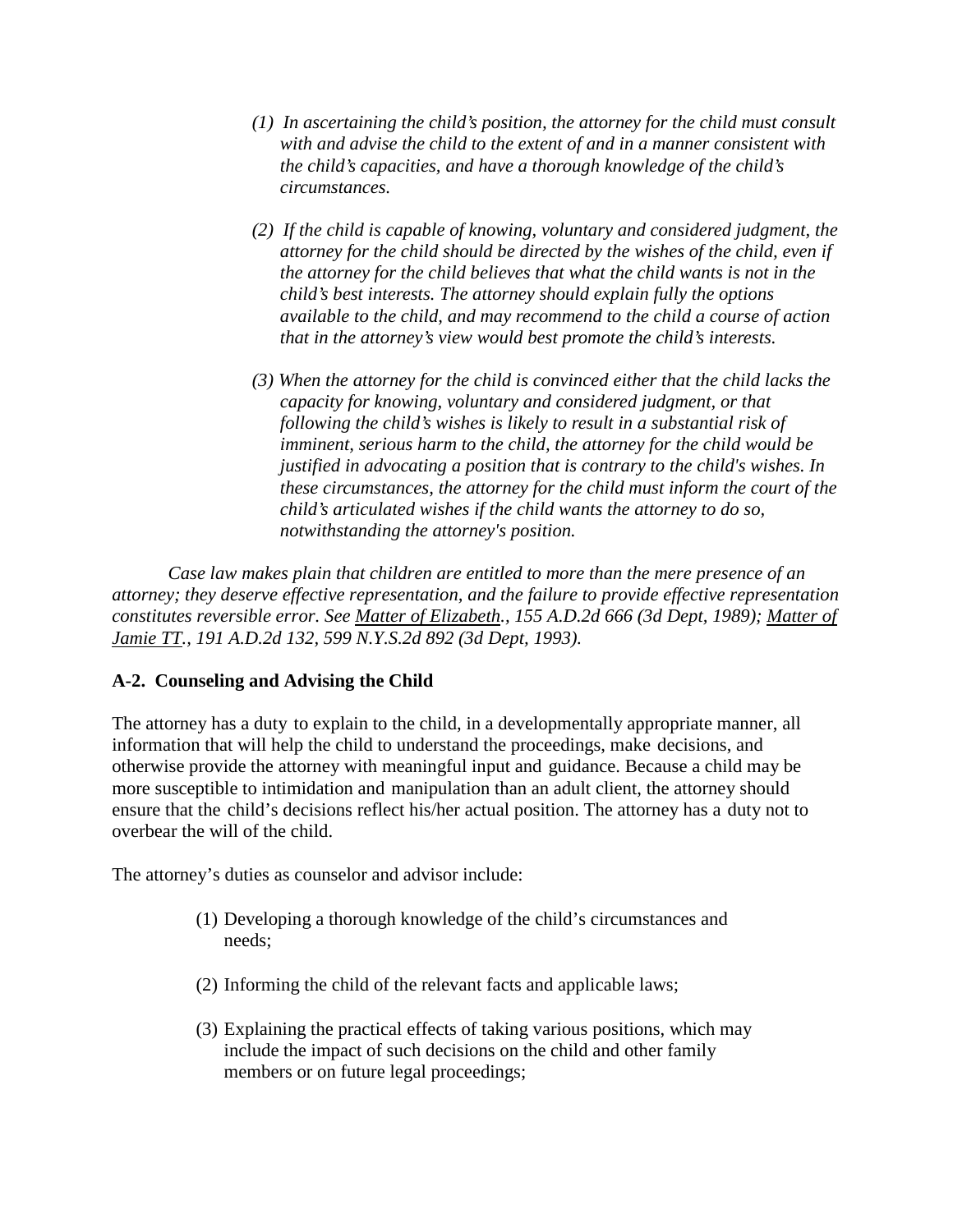*(1) In ascertaining the child's position, the attorney for the child must consult with and advise the child to the extent of and in a manner consistent with the child's capacities, and have a thorough knowledge of the child's circumstances.*

*(2) If the child is capable of knowing, voluntary and considered judgment, the attorney for the child should be directed by the wishes of the child, even if the attorney for the child believes that what the child wants is not in the child's best interests. The attorney should explain fully the options available to the child, and may recommend to the child a course of action that in the attorney's view would best promote the child's interests.*

*(3) When the attorney for the child is convinced either that the child lacks the capacity for knowing, voluntary and considered judgment, or that following the child's wishes is likely to result in a substantial risk of imminent, serious harm to the child, the attorney for the child would be justified in advocating a position that is contrary to the child's wishes. In these circumstances, the attorney for the child must inform the court of the child's articulated wishes if the child wants the attorney to do so, notwithstanding the attorney's position.*

*Case law makes plain that children are entitled to more than the mere presence of an attorney; they deserve effective representation, and the failure to provide effective representation constitutes reversible error. See Matter of Elizabeth., 155 A.D.2d 666 (3d Dept, 1989); Matter of Jamie TT., 191 A.D.2d 132, 599 N.Y.S.2d 892 (3d Dept, 1993).*

### A-2. Counseling and Advising the Child

The attorney has a duty to explain to the child, in a developmentally appropriate manner, all information that will help the child to understand the proceedings, make decisions, and otherwise provide the attorney with meaningful input and guidance. Because a child may be more susceptible to intimidation and manipulation than an adult client, the attorney should ensure that the child's decisions reflect his/her actual position. The attorney has a duty not to overbear the will of the child.

The attorney's duties as counselor and advisor include:

(1) Developing a thorough knowledge of the child's circumstances and needs;

(2) Informing the child of the relevant facts and applicable laws;

(3) Explaining the practical effects of taking various positions, which may include the impact of such decisions on the child and other family members or on future legal proceedings;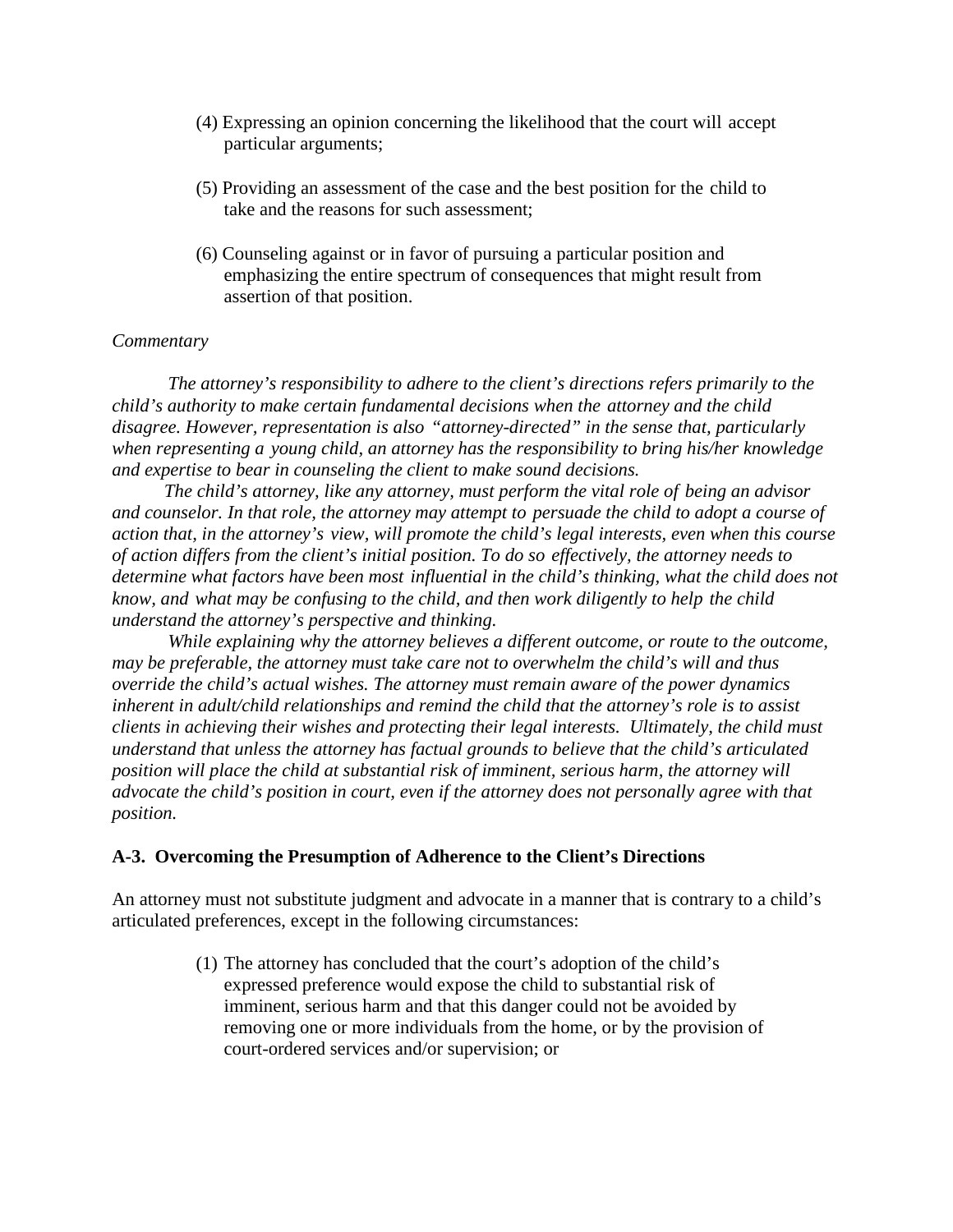(4) Expressing an opinion concerning the likelihood that the court will accept particular arguments;

(5) Providing an assessment of the case and the best position for the child to take and the reasons for such assessment;

(6) Counseling against or in favor of pursuing a particular position and emphasizing the entire spectrum of consequences that might result from assertion of that position.

*Commentary*

*The attorney's responsibility to adhere to the client's directions refers primarily to the child's authority to make certain fundamental decisions when the attorney and the child disagree. However, representation is also "attorney-directed" in the sense that, particularly when representing a young child, an attorney has the responsibility to bring his/her knowledge and expertise to bear in counseling the client to make sound decisions.*

*The child's attorney, like any attorney, must perform the vital role of being an advisor and counselor. In that role, the attorney may attempt to persuade the child to adopt a course of action that, in the attorney's view, will promote the child's legal interests, even when this course of action differs from the client's initial position. To do so effectively, the attorney needs to determine what factors have been most influential in the child's thinking, what the child does not know, and what may be confusing to the child, and then work diligently to help the child understand the attorney's perspective and thinking.*

*While explaining why the attorney believes a different outcome, or route to the outcome, may be preferable, the attorney must take care not to overwhelm the child's will and thus override the child's actual wishes. The attorney must remain aware of the power dynamics inherent in adult/child relationships and remind the child that the attorney's role is to assist clients in achieving their wishes and protecting their legal interests. Ultimately, the child must understand that unless the attorney has factual grounds to believe that the child's articulated position will place the child at substantial risk of imminent, serious harm, the attorney will advocate the child's position in court, even if the attorney does not personally agree with that position.*

## A-3. Overcoming the Presumption of Adherence to the Client's Directions

An attorney must not substitute judgment and advocate in a manner that is contrary to a child's articulated preferences, except in the following circumstances:

(1) The attorney has concluded that the court's adoption of the child's expressed preference would expose the child to substantial risk of imminent, serious harm and that this danger could not be avoided by removing one or more individuals from the home, or by the provision of court-ordered services and/or supervision; or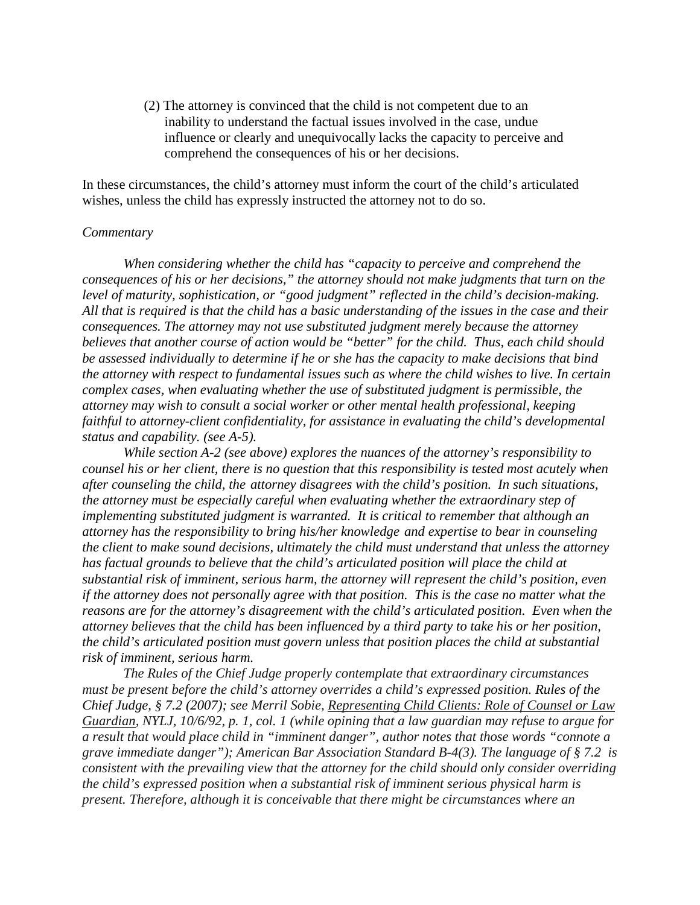(2) The attorney is convinced that the child is not competent due to an inability to understand the factual issues involved in the case, undue influence or clearly and unequivocally lacks the capacity to perceive and comprehend the consequences of his or her decisions.

In these circumstances, the child's attorney must inform the court of the child's articulated wishes, unless the child has expressly instructed the attorney not to do so.

*Commentary*

*When considering whether the child has "capacity to perceive and comprehend the consequences of his or her decisions," the attorney should not make judgments that turn on the level of maturity, sophistication, or "good judgment" reflected in the child's decision-making. All that is required is that the child has a basic understanding of the issues in the case and their consequences. The attorney may not use substituted judgment merely because the attorney believes that another course of action would be "better" for the child. Thus, each child should be assessed individually to determine if he or she has the capacity to make decisions that bind the attorney with respect to fundamental issues such as where the child wishes to live. In certain complex cases, when evaluating whether the use of substituted judgment is permissible, the attorney may wish to consult a social worker or other mental health professional, keeping faithful to attorney-client confidentiality, for assistance in evaluating the child's developmental status and capability. (see A-5).*

*While section A-2 (see above) explores the nuances of the attorney's responsibility to counsel his or her client, there is no question that this responsibility is tested most acutely when after counseling the child, the attorney disagrees with the child's position. In such situations, the attorney must be especially careful when evaluating whether the extraordinary step of implementing substituted judgment is warranted. It is critical to remember that although an attorney has the responsibility to bring his/her knowledge and expertise to bear in counseling the client to make sound decisions, ultimately the child must understand that unless the attorney has factual grounds to believe that the child's articulated position will place the child at substantial risk of imminent, serious harm, the attorney will represent the child's position, even if the attorney does not personally agree with that position. This is the case no matter what the reasons are for the attorney's disagreement with the child's articulated position. Even when the attorney believes that the child has been influenced by a third party to take his or her position, the child's articulated position must govern unless that position places the child at substantial risk of imminent, serious harm.*

*The Rules of the Chief Judge properly contemplate that extraordinary circumstances must be present before the child's attorney overrides a child's expressed position. Rules of the Chief Judge, § 7.2 (2007); see Merril Sobie, <u>Representing Child Clients: Role of Counsel or Law Guardian</u>, NYLJ, 10/6/92, p. 1, col. 1 (while opining that a law guardian may refuse to argue for a result that would place child in "imminent danger", author notes that those words "connote a grave immediate danger"); American Bar Association Standard B-4(3). The language of § 7.2 is consistent with the prevailing view that the attorney for the child should only consider overriding the child's expressed position when a substantial risk of imminent serious physical harm is present. Therefore, although it is conceivable that there might be circumstances where an*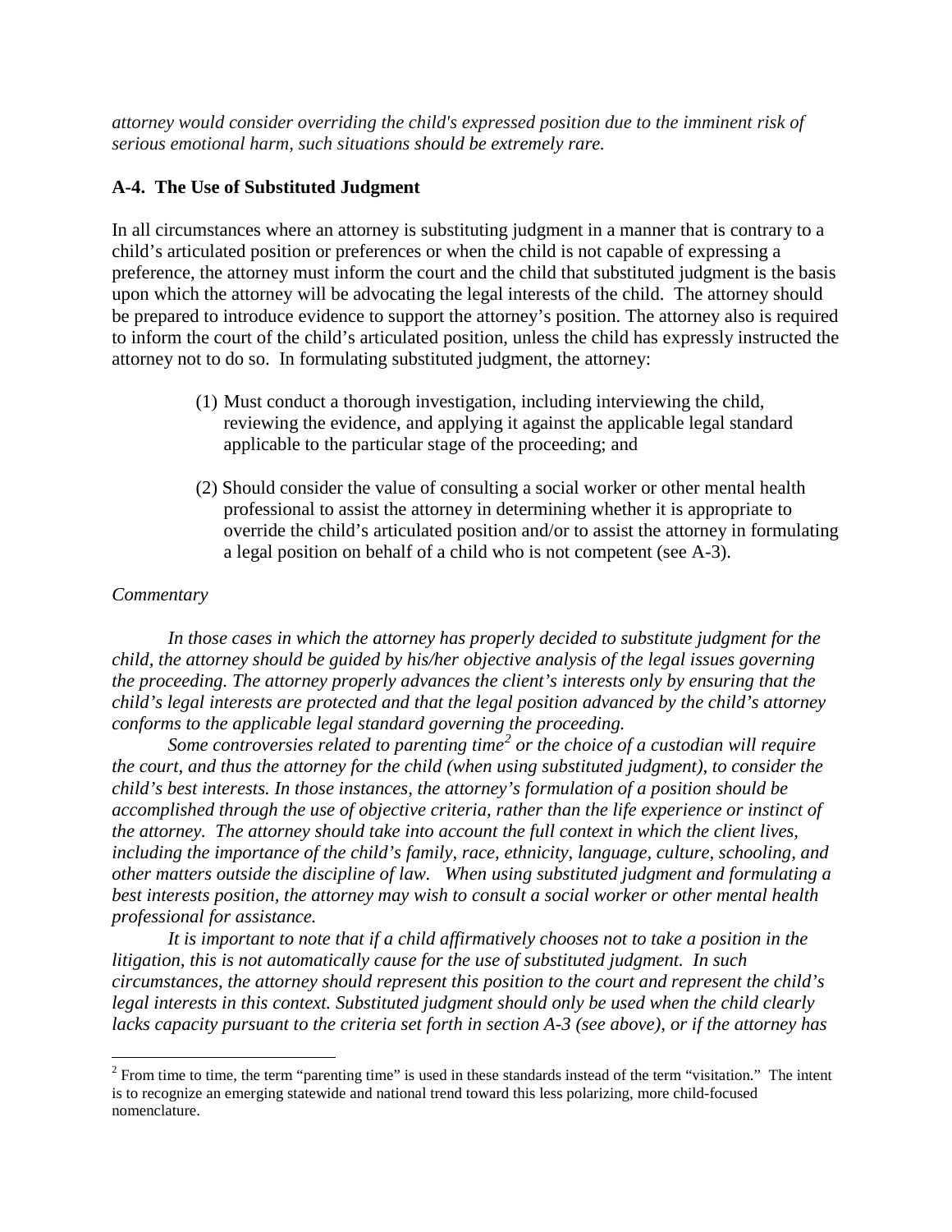*attorney would consider overriding the child's expressed position due to the imminent risk of serious emotional harm, such situations should be extremely rare.*

### A-4. The Use of Substituted Judgment

In all circumstances where an attorney is substituting judgment in a manner that is contrary to a child's articulated position or preferences or when the child is not capable of expressing a preference, the attorney must inform the court and the child that substituted judgment is the basis upon which the attorney will be advocating the legal interests of the child. The attorney should be prepared to introduce evidence to support the attorney's position. The attorney also is required to inform the court of the child's articulated position, unless the child has expressly instructed the attorney not to do so. In formulating substituted judgment, the attorney:

(1) Must conduct a thorough investigation, including interviewing the child, reviewing the evidence, and applying it against the applicable legal standard applicable to the particular stage of the proceeding; and

(2) Should consider the value of consulting a social worker or other mental health professional to assist the attorney in determining whether it is appropriate to override the child's articulated position and/or to assist the attorney in formulating a legal position on behalf of a child who is not competent (see A-3).

*Commentary*

*In those cases in which the attorney has properly decided to substitute judgment for the child, the attorney should be guided by his/her objective analysis of the legal issues governing the proceeding. The attorney properly advances the client's interests only by ensuring that the child's legal interests are protected and that the legal position advanced by the child's attorney conforms to the applicable legal standard governing the proceeding.*

*Some controversies related to parenting time[2] or the choice of a custodian will require the court, and thus the attorney for the child (when using substituted judgment), to consider the child's best interests. In those instances, the attorney's formulation of a position should be accomplished through the use of objective criteria, rather than the life experience or instinct of the attorney. The attorney should take into account the full context in which the client lives, including the importance of the child's family, race, ethnicity, language, culture, schooling, and other matters outside the discipline of law. When using substituted judgment and formulating a best interests position, the attorney may wish to consult a social worker or other mental health professional for assistance.*

*It is important to note that if a child affirmatively chooses not to take a position in the litigation, this is not automatically cause for the use of substituted judgment. In such circumstances, the attorney should represent this position to the court and represent the child's legal interests in this context. Substituted judgment should only be used when the child clearly lacks capacity pursuant to the criteria set forth in section A-3 (see above), or if the attorney has*

---

[2] From time to time, the term "parenting time" is used in these standards instead of the term "visitation." The intent is to recognize an emerging statewide and national trend toward this less polarizing, more child-focused nomenclature.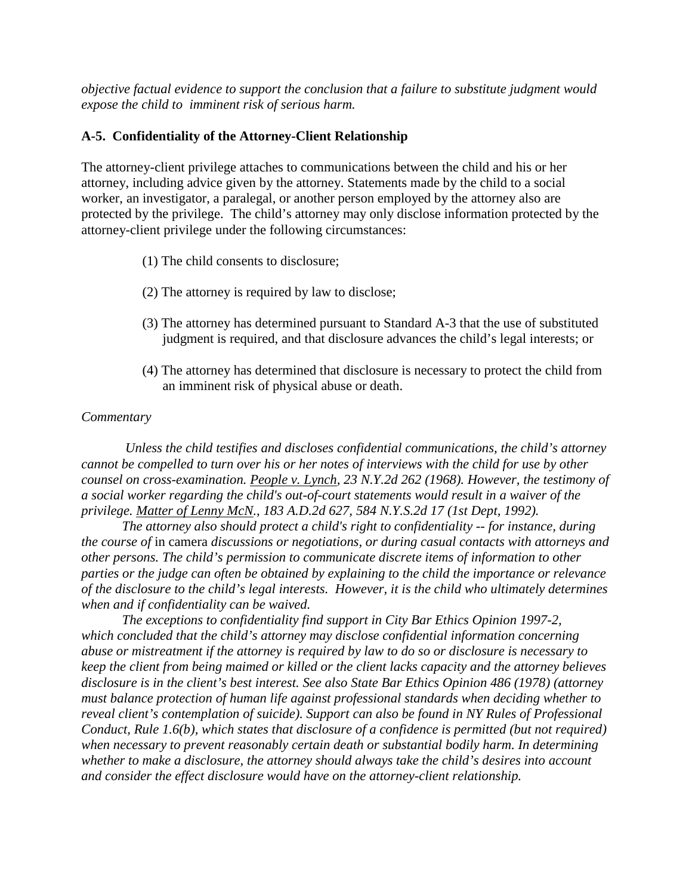*objective factual evidence to support the conclusion that a failure to substitute judgment would expose the child to imminent risk of serious harm.*

### A-5. Confidentiality of the Attorney-Client Relationship

The attorney-client privilege attaches to communications between the child and his or her attorney, including advice given by the attorney. Statements made by the child to a social worker, an investigator, a paralegal, or another person employed by the attorney also are protected by the privilege. The child's attorney may only disclose information protected by the attorney-client privilege under the following circumstances:

(1) The child consents to disclosure;

(2) The attorney is required by law to disclose;

(3) The attorney has determined pursuant to Standard A-3 that the use of substituted judgment is required, and that disclosure advances the child's legal interests; or

(4) The attorney has determined that disclosure is necessary to protect the child from an imminent risk of physical abuse or death.

*Commentary*

*Unless the child testifies and discloses confidential communications, the child's attorney cannot be compelled to turn over his or her notes of interviews with the child for use by other counsel on cross-examination. People v. Lynch, 23 N.Y.2d 262 (1968). However, the testimony of a social worker regarding the child's out-of-court statements would result in a waiver of the privilege. Matter of Lenny McN., 183 A.D.2d 627, 584 N.Y.S.2d 17 (1st Dept, 1992).*

*The attorney also should protect a child's right to confidentiality -- for instance, during the course of* in camera *discussions or negotiations, or during casual contacts with attorneys and other persons. The child's permission to communicate discrete items of information to other parties or the judge can often be obtained by explaining to the child the importance or relevance of the disclosure to the child's legal interests. However, it is the child who ultimately determines when and if confidentiality can be waived.*

*The exceptions to confidentiality find support in City Bar Ethics Opinion 1997-2, which concluded that the child's attorney may disclose confidential information concerning abuse or mistreatment if the attorney is required by law to do so or disclosure is necessary to keep the client from being maimed or killed or the client lacks capacity and the attorney believes disclosure is in the client's best interest. See also State Bar Ethics Opinion 486 (1978) (attorney must balance protection of human life against professional standards when deciding whether to reveal client's contemplation of suicide). Support can also be found in NY Rules of Professional Conduct, Rule 1.6(b), which states that disclosure of a confidence is permitted (but not required) when necessary to prevent reasonably certain death or substantial bodily harm. In determining whether to make a disclosure, the attorney should always take the child's desires into account and consider the effect disclosure would have on the attorney-client relationship.*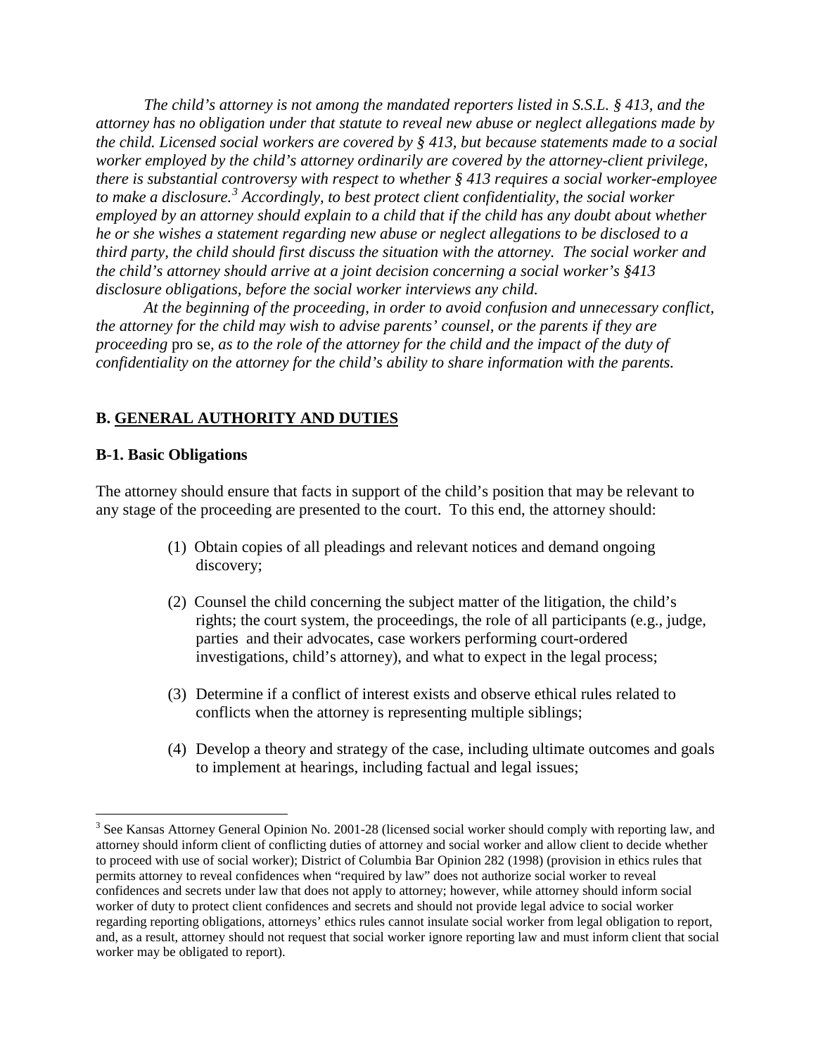*The child's attorney is not among the mandated reporters listed in S.S.L. § 413, and the attorney has no obligation under that statute to reveal new abuse or neglect allegations made by the child. Licensed social workers are covered by § 413, but because statements made to a social worker employed by the child's attorney ordinarily are covered by the attorney-client privilege, there is substantial controversy with respect to whether § 413 requires a social worker-employee to make a disclosure.*[3] *Accordingly, to best protect client confidentiality, the social worker employed by an attorney should explain to a child that if the child has any doubt about whether he or she wishes a statement regarding new abuse or neglect allegations to be disclosed to a third party, the child should first discuss the situation with the attorney. The social worker and the child's attorney should arrive at a joint decision concerning a social worker's §413 disclosure obligations, before the social worker interviews any child.*

*At the beginning of the proceeding, in order to avoid confusion and unnecessary conflict, the attorney for the child may wish to advise parents' counsel, or the parents if they are proceeding* pro se*, as to the role of the attorney for the child and the impact of the duty of confidentiality on the attorney for the child's ability to share information with the parents.*

## B. GENERAL AUTHORITY AND DUTIES

### B-1. Basic Obligations

The attorney should ensure that facts in support of the child's position that may be relevant to any stage of the proceeding are presented to the court. To this end, the attorney should:

(1) Obtain copies of all pleadings and relevant notices and demand ongoing discovery;

(2) Counsel the child concerning the subject matter of the litigation, the child's rights; the court system, the proceedings, the role of all participants (e.g., judge, parties and their advocates, case workers performing court-ordered investigations, child's attorney), and what to expect in the legal process;

(3) Determine if a conflict of interest exists and observe ethical rules related to conflicts when the attorney is representing multiple siblings;

(4) Develop a theory and strategy of the case, including ultimate outcomes and goals to implement at hearings, including factual and legal issues;

---

[3] See Kansas Attorney General Opinion No. 2001-28 (licensed social worker should comply with reporting law, and attorney should inform client of conflicting duties of attorney and social worker and allow client to decide whether to proceed with use of social worker); District of Columbia Bar Opinion 282 (1998) (provision in ethics rules that permits attorney to reveal confidences when "required by law" does not authorize social worker to reveal confidences and secrets under law that does not apply to attorney; however, while attorney should inform social worker of duty to protect client confidences and secrets and should not provide legal advice to social worker regarding reporting obligations, attorneys' ethics rules cannot insulate social worker from legal obligation to report, and, as a result, attorney should not request that social worker ignore reporting law and must inform client that social worker may be obligated to report).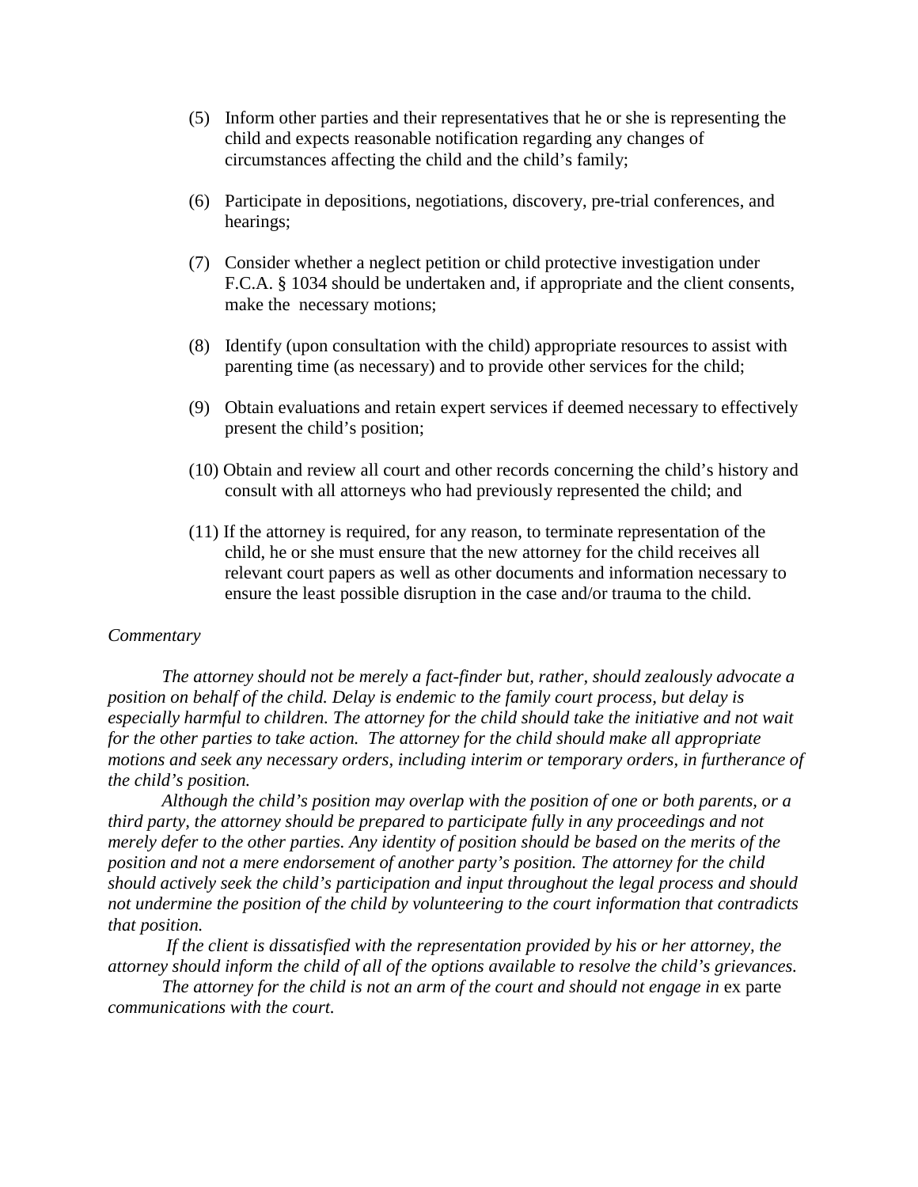(5) Inform other parties and their representatives that he or she is representing the child and expects reasonable notification regarding any changes of circumstances affecting the child and the child's family;

(6) Participate in depositions, negotiations, discovery, pre-trial conferences, and hearings;

(7) Consider whether a neglect petition or child protective investigation under F.C.A. § 1034 should be undertaken and, if appropriate and the client consents, make the necessary motions;

(8) Identify (upon consultation with the child) appropriate resources to assist with parenting time (as necessary) and to provide other services for the child;

(9) Obtain evaluations and retain expert services if deemed necessary to effectively present the child's position;

(10) Obtain and review all court and other records concerning the child's history and consult with all attorneys who had previously represented the child; and

(11) If the attorney is required, for any reason, to terminate representation of the child, he or she must ensure that the new attorney for the child receives all relevant court papers as well as other documents and information necessary to ensure the least possible disruption in the case and/or trauma to the child.

*Commentary*

*The attorney should not be merely a fact-finder but, rather, should zealously advocate a position on behalf of the child. Delay is endemic to the family court process, but delay is especially harmful to children. The attorney for the child should take the initiative and not wait for the other parties to take action. The attorney for the child should make all appropriate motions and seek any necessary orders, including interim or temporary orders, in furtherance of the child's position.*

*Although the child's position may overlap with the position of one or both parents, or a third party, the attorney should be prepared to participate fully in any proceedings and not merely defer to the other parties. Any identity of position should be based on the merits of the position and not a mere endorsement of another party's position. The attorney for the child should actively seek the child's participation and input throughout the legal process and should not undermine the position of the child by volunteering to the court information that contradicts that position.*

*If the client is dissatisfied with the representation provided by his or her attorney, the attorney should inform the child of all of the options available to resolve the child's grievances.*

*The attorney for the child is not an arm of the court and should not engage in* ex parte *communications with the court.*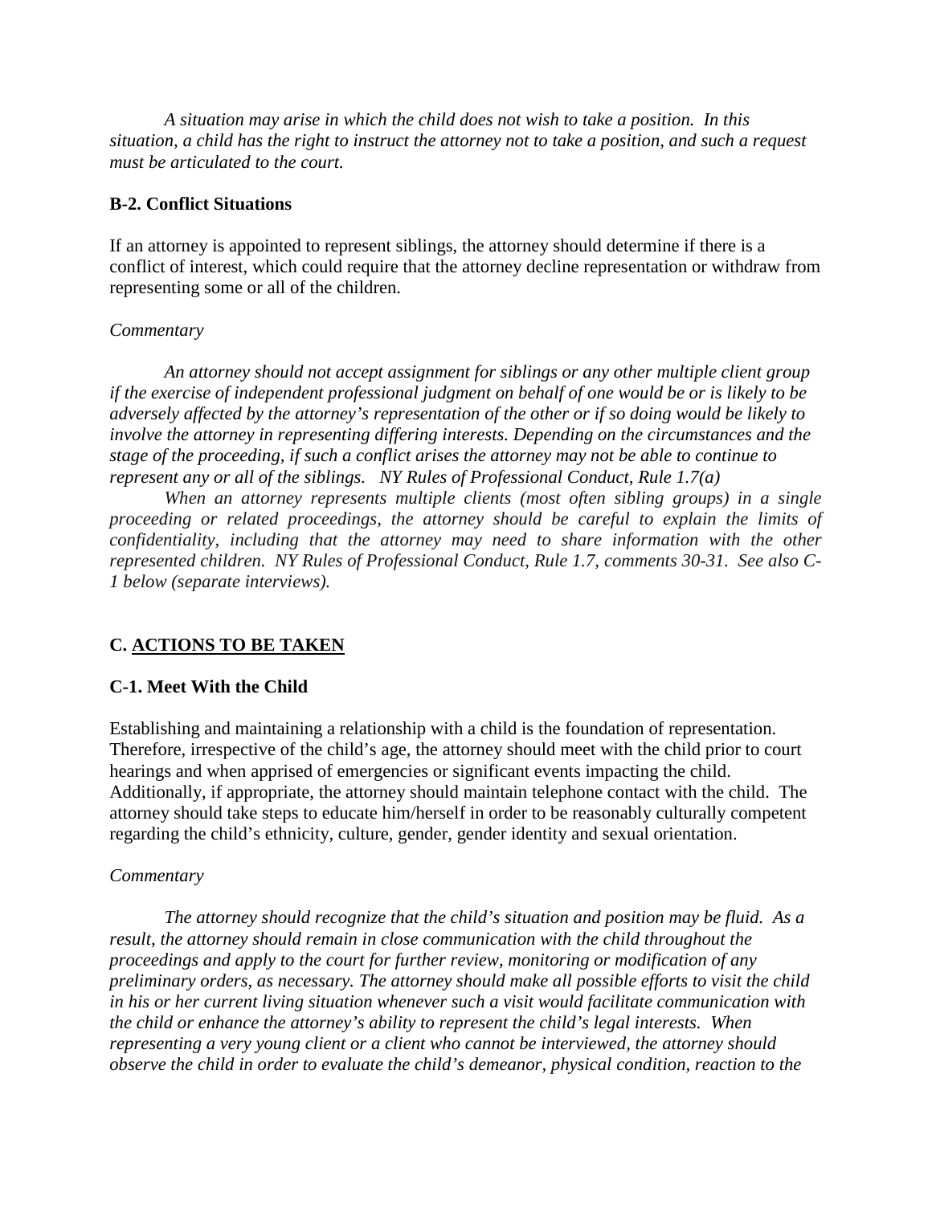*A situation may arise in which the child does not wish to take a position. In this situation, a child has the right to instruct the attorney not to take a position, and such a request must be articulated to the court.*

### B-2. Conflict Situations

If an attorney is appointed to represent siblings, the attorney should determine if there is a conflict of interest, which could require that the attorney decline representation or withdraw from representing some or all of the children.

*Commentary*

*An attorney should not accept assignment for siblings or any other multiple client group if the exercise of independent professional judgment on behalf of one would be or is likely to be adversely affected by the attorney's representation of the other or if so doing would be likely to involve the attorney in representing differing interests. Depending on the circumstances and the stage of the proceeding, if such a conflict arises the attorney may not be able to continue to represent any or all of the siblings. NY Rules of Professional Conduct, Rule 1.7(a)*

*When an attorney represents multiple clients (most often sibling groups) in a single proceeding or related proceedings, the attorney should be careful to explain the limits of confidentiality, including that the attorney may need to share information with the other represented children. NY Rules of Professional Conduct, Rule 1.7, comments 30-31. See also C-1 below (separate interviews).*

## C. <u>ACTIONS TO BE TAKEN</u>

### C-1. Meet With the Child

Establishing and maintaining a relationship with a child is the foundation of representation. Therefore, irrespective of the child's age, the attorney should meet with the child prior to court hearings and when apprised of emergencies or significant events impacting the child. Additionally, if appropriate, the attorney should maintain telephone contact with the child. The attorney should take steps to educate him/herself in order to be reasonably culturally competent regarding the child's ethnicity, culture, gender, gender identity and sexual orientation.

*Commentary*

*The attorney should recognize that the child's situation and position may be fluid. As a result, the attorney should remain in close communication with the child throughout the proceedings and apply to the court for further review, monitoring or modification of any preliminary orders, as necessary. The attorney should make all possible efforts to visit the child in his or her current living situation whenever such a visit would facilitate communication with the child or enhance the attorney's ability to represent the child's legal interests. When representing a very young client or a client who cannot be interviewed, the attorney should observe the child in order to evaluate the child's demeanor, physical condition, reaction to the*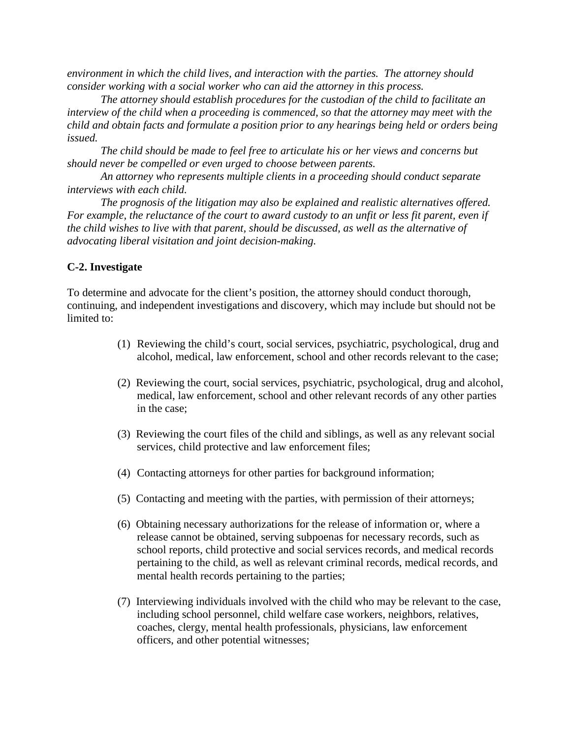*environment in which the child lives, and interaction with the parties. The attorney should consider working with a social worker who can aid the attorney in this process.*

*The attorney should establish procedures for the custodian of the child to facilitate an interview of the child when a proceeding is commenced, so that the attorney may meet with the child and obtain facts and formulate a position prior to any hearings being held or orders being issued.*

*The child should be made to feel free to articulate his or her views and concerns but should never be compelled or even urged to choose between parents.*

*An attorney who represents multiple clients in a proceeding should conduct separate interviews with each child.*

*The prognosis of the litigation may also be explained and realistic alternatives offered. For example, the reluctance of the court to award custody to an unfit or less fit parent, even if the child wishes to live with that parent, should be discussed, as well as the alternative of advocating liberal visitation and joint decision-making.*

### C-2. Investigate

To determine and advocate for the client's position, the attorney should conduct thorough, continuing, and independent investigations and discovery, which may include but should not be limited to:

(1) Reviewing the child's court, social services, psychiatric, psychological, drug and alcohol, medical, law enforcement, school and other records relevant to the case;

(2) Reviewing the court, social services, psychiatric, psychological, drug and alcohol, medical, law enforcement, school and other relevant records of any other parties in the case;

(3) Reviewing the court files of the child and siblings, as well as any relevant social services, child protective and law enforcement files;

(4) Contacting attorneys for other parties for background information;

(5) Contacting and meeting with the parties, with permission of their attorneys;

(6) Obtaining necessary authorizations for the release of information or, where a release cannot be obtained, serving subpoenas for necessary records, such as school reports, child protective and social services records, and medical records pertaining to the child, as well as relevant criminal records, medical records, and mental health records pertaining to the parties;

(7) Interviewing individuals involved with the child who may be relevant to the case, including school personnel, child welfare case workers, neighbors, relatives, coaches, clergy, mental health professionals, physicians, law enforcement officers, and other potential witnesses;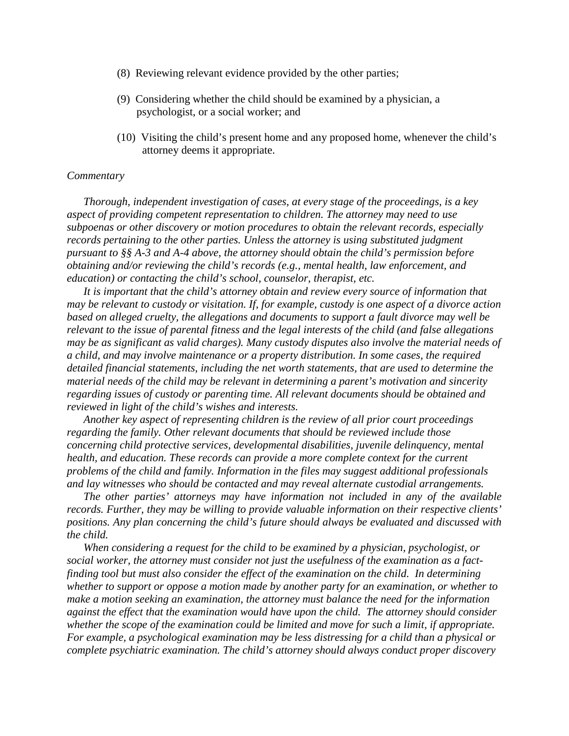(8) Reviewing relevant evidence provided by the other parties;

(9) Considering whether the child should be examined by a physician, a psychologist, or a social worker; and

(10) Visiting the child's present home and any proposed home, whenever the child's attorney deems it appropriate.

*Commentary*

*Thorough, independent investigation of cases, at every stage of the proceedings, is a key aspect of providing competent representation to children. The attorney may need to use subpoenas or other discovery or motion procedures to obtain the relevant records, especially records pertaining to the other parties. Unless the attorney is using substituted judgment pursuant to §§ A-3 and A-4 above, the attorney should obtain the child's permission before obtaining and/or reviewing the child's records (e.g., mental health, law enforcement, and education) or contacting the child's school, counselor, therapist, etc.*

*It is important that the child's attorney obtain and review every source of information that may be relevant to custody or visitation. If, for example, custody is one aspect of a divorce action based on alleged cruelty, the allegations and documents to support a fault divorce may well be relevant to the issue of parental fitness and the legal interests of the child (and false allegations may be as significant as valid charges). Many custody disputes also involve the material needs of a child, and may involve maintenance or a property distribution. In some cases, the required detailed financial statements, including the net worth statements, that are used to determine the material needs of the child may be relevant in determining a parent's motivation and sincerity regarding issues of custody or parenting time. All relevant documents should be obtained and reviewed in light of the child's wishes and interests.*

*Another key aspect of representing children is the review of all prior court proceedings regarding the family. Other relevant documents that should be reviewed include those concerning child protective services, developmental disabilities, juvenile delinquency, mental health, and education. These records can provide a more complete context for the current problems of the child and family. Information in the files may suggest additional professionals and lay witnesses who should be contacted and may reveal alternate custodial arrangements.*

*The other parties' attorneys may have information not included in any of the available records. Further, they may be willing to provide valuable information on their respective clients' positions. Any plan concerning the child's future should always be evaluated and discussed with the child.*

*When considering a request for the child to be examined by a physician, psychologist, or social worker, the attorney must consider not just the usefulness of the examination as a fact-finding tool but must also consider the effect of the examination on the child. In determining whether to support or oppose a motion made by another party for an examination, or whether to make a motion seeking an examination, the attorney must balance the need for the information against the effect that the examination would have upon the child. The attorney should consider whether the scope of the examination could be limited and move for such a limit, if appropriate. For example, a psychological examination may be less distressing for a child than a physical or complete psychiatric examination. The child's attorney should always conduct proper discovery*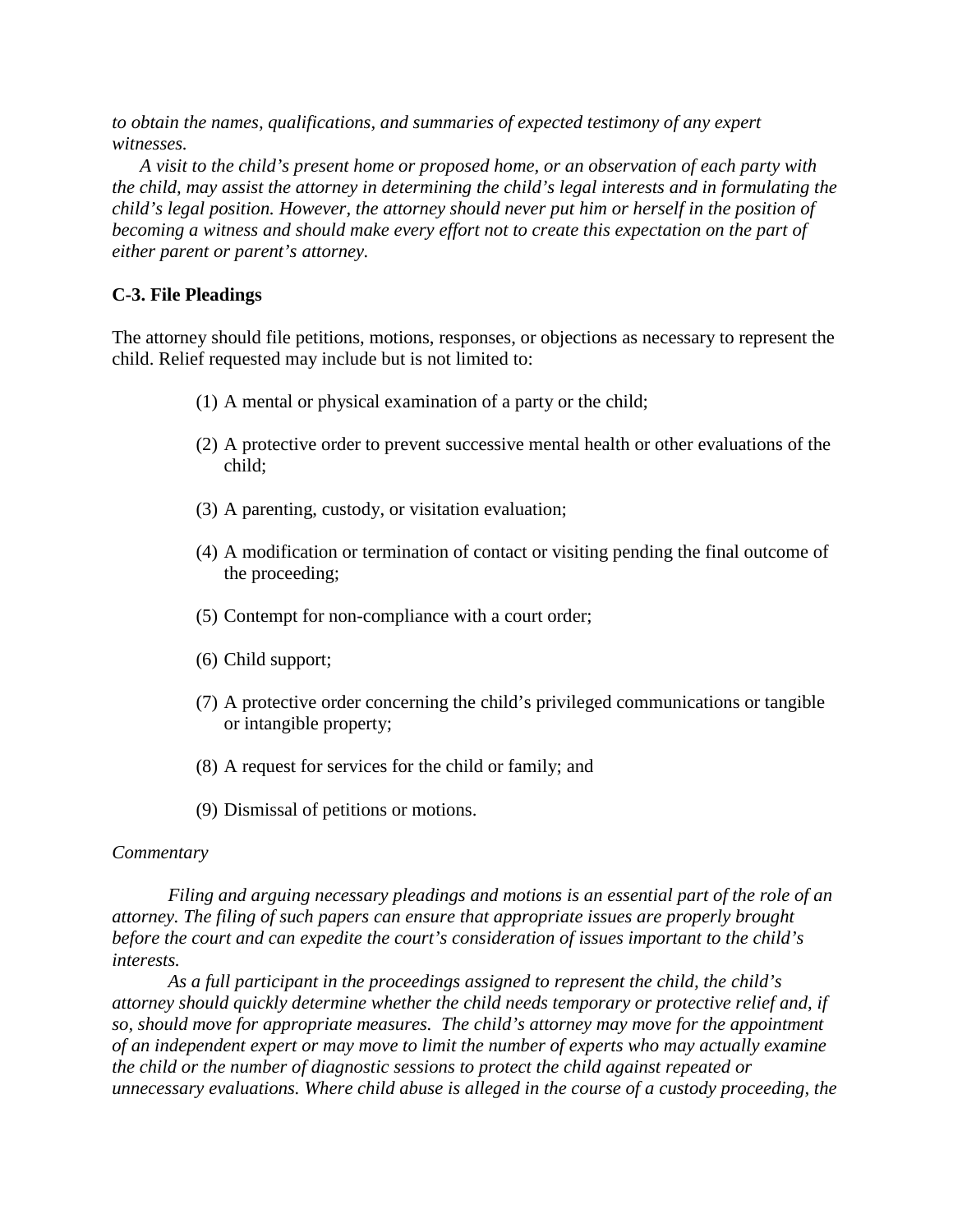*to obtain the names, qualifications, and summaries of expected testimony of any expert witnesses.*

*A visit to the child's present home or proposed home, or an observation of each party with the child, may assist the attorney in determining the child's legal interests and in formulating the child's legal position. However, the attorney should never put him or herself in the position of becoming a witness and should make every effort not to create this expectation on the part of either parent or parent's attorney.*

**C-3. File Pleadings**

The attorney should file petitions, motions, responses, or objections as necessary to represent the child. Relief requested may include but is not limited to:

(1) A mental or physical examination of a party or the child;

(2) A protective order to prevent successive mental health or other evaluations of the child;

(3) A parenting, custody, or visitation evaluation;

(4) A modification or termination of contact or visiting pending the final outcome of the proceeding;

(5) Contempt for non-compliance with a court order;

(6) Child support;

(7) A protective order concerning the child's privileged communications or tangible or intangible property;

(8) A request for services for the child or family; and

(9) Dismissal of petitions or motions.

*Commentary*

*Filing and arguing necessary pleadings and motions is an essential part of the role of an attorney. The filing of such papers can ensure that appropriate issues are properly brought before the court and can expedite the court's consideration of issues important to the child's interests.*

*As a full participant in the proceedings assigned to represent the child, the child's attorney should quickly determine whether the child needs temporary or protective relief and, if so, should move for appropriate measures. The child's attorney may move for the appointment of an independent expert or may move to limit the number of experts who may actually examine the child or the number of diagnostic sessions to protect the child against repeated or unnecessary evaluations. Where child abuse is alleged in the course of a custody proceeding, the*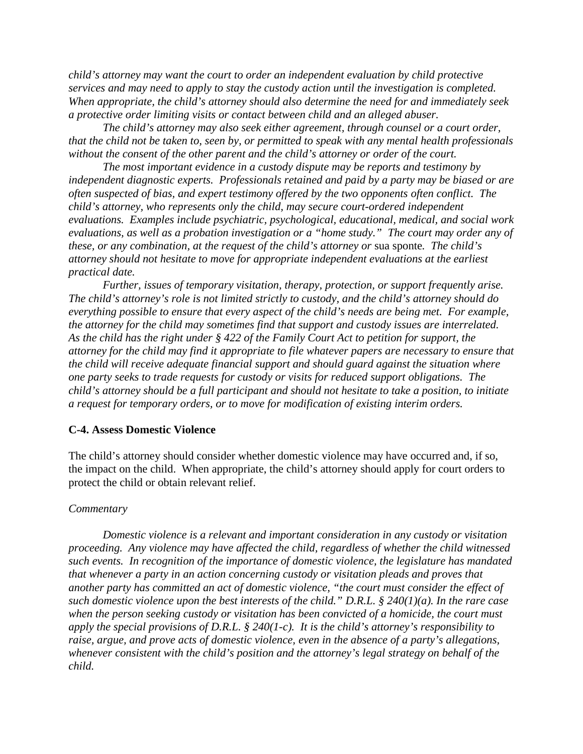*child's attorney may want the court to order an independent evaluation by child protective services and may need to apply to stay the custody action until the investigation is completed. When appropriate, the child's attorney should also determine the need for and immediately seek a protective order limiting visits or contact between child and an alleged abuser.*

*The child's attorney may also seek either agreement, through counsel or a court order, that the child not be taken to, seen by, or permitted to speak with any mental health professionals without the consent of the other parent and the child's attorney or order of the court.*

*The most important evidence in a custody dispute may be reports and testimony by independent diagnostic experts. Professionals retained and paid by a party may be biased or are often suspected of bias, and expert testimony offered by the two opponents often conflict. The child's attorney, who represents only the child, may secure court-ordered independent evaluations. Examples include psychiatric, psychological, educational, medical, and social work evaluations, as well as a probation investigation or a "home study." The court may order any of these, or any combination, at the request of the child's attorney or* sua sponte*. The child's attorney should not hesitate to move for appropriate independent evaluations at the earliest practical date.*

*Further, issues of temporary visitation, therapy, protection, or support frequently arise. The child's attorney's role is not limited strictly to custody, and the child's attorney should do everything possible to ensure that every aspect of the child's needs are being met. For example, the attorney for the child may sometimes find that support and custody issues are interrelated. As the child has the right under § 422 of the Family Court Act to petition for support, the attorney for the child may find it appropriate to file whatever papers are necessary to ensure that the child will receive adequate financial support and should guard against the situation where one party seeks to trade requests for custody or visits for reduced support obligations. The child's attorney should be a full participant and should not hesitate to take a position, to initiate a request for temporary orders, or to move for modification of existing interim orders.*

**C-4. Assess Domestic Violence**

The child's attorney should consider whether domestic violence may have occurred and, if so, the impact on the child. When appropriate, the child's attorney should apply for court orders to protect the child or obtain relevant relief.

*Commentary*

*Domestic violence is a relevant and important consideration in any custody or visitation proceeding. Any violence may have affected the child, regardless of whether the child witnessed such events. In recognition of the importance of domestic violence, the legislature has mandated that whenever a party in an action concerning custody or visitation pleads and proves that another party has committed an act of domestic violence, "the court must consider the effect of such domestic violence upon the best interests of the child." D.R.L. § 240(1)(a). In the rare case when the person seeking custody or visitation has been convicted of a homicide, the court must apply the special provisions of D.R.L. § 240(1-c). It is the child's attorney's responsibility to raise, argue, and prove acts of domestic violence, even in the absence of a party's allegations, whenever consistent with the child's position and the attorney's legal strategy on behalf of the child.*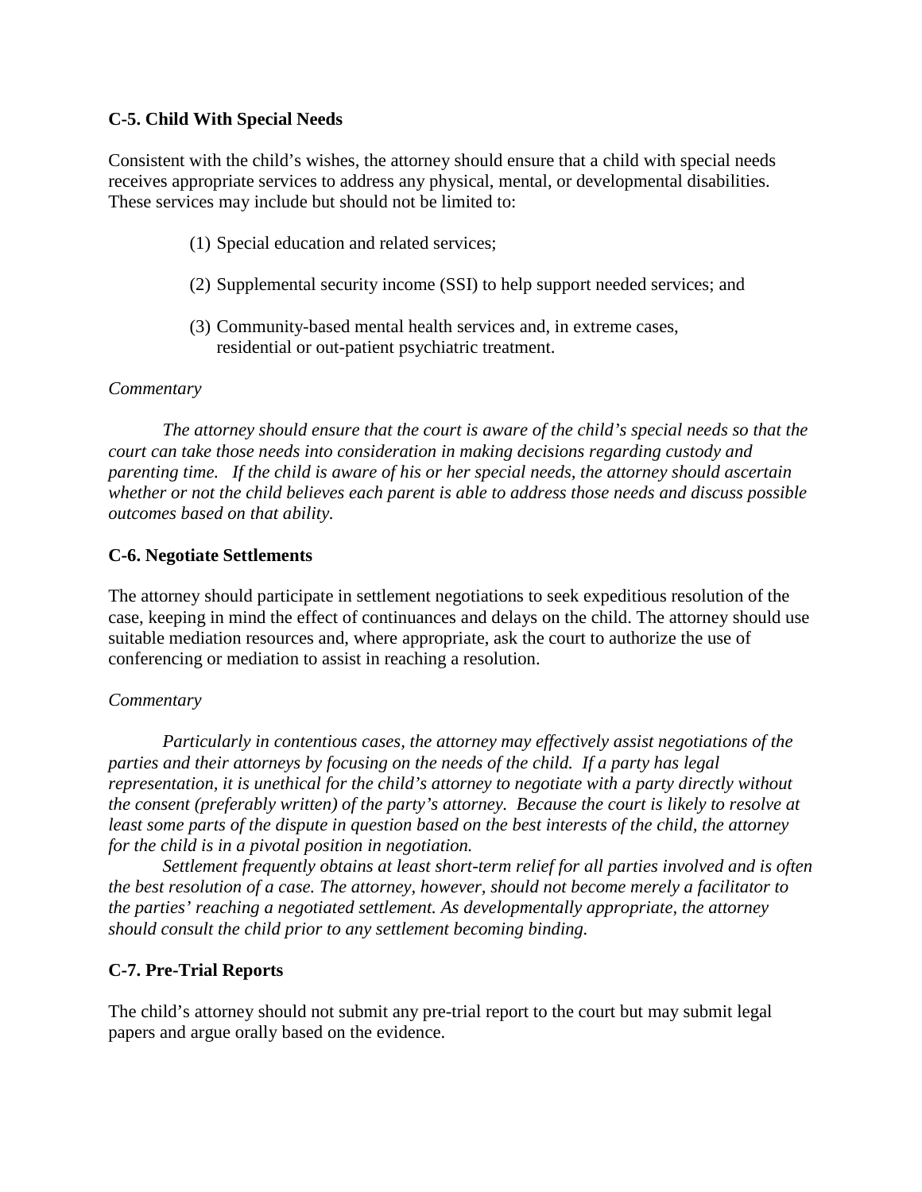**C-5. Child With Special Needs**

Consistent with the child's wishes, the attorney should ensure that a child with special needs receives appropriate services to address any physical, mental, or developmental disabilities. These services may include but should not be limited to:

(1) Special education and related services;

(2) Supplemental security income (SSI) to help support needed services; and

(3) Community-based mental health services and, in extreme cases, residential or out-patient psychiatric treatment.

*Commentary*

*The attorney should ensure that the court is aware of the child's special needs so that the court can take those needs into consideration in making decisions regarding custody and parenting time. If the child is aware of his or her special needs, the attorney should ascertain whether or not the child believes each parent is able to address those needs and discuss possible outcomes based on that ability.*

**C-6. Negotiate Settlements**

The attorney should participate in settlement negotiations to seek expeditious resolution of the case, keeping in mind the effect of continuances and delays on the child. The attorney should use suitable mediation resources and, where appropriate, ask the court to authorize the use of conferencing or mediation to assist in reaching a resolution.

*Commentary*

*Particularly in contentious cases, the attorney may effectively assist negotiations of the parties and their attorneys by focusing on the needs of the child. If a party has legal representation, it is unethical for the child's attorney to negotiate with a party directly without the consent (preferably written) of the party's attorney. Because the court is likely to resolve at least some parts of the dispute in question based on the best interests of the child, the attorney for the child is in a pivotal position in negotiation.*

*Settlement frequently obtains at least short-term relief for all parties involved and is often the best resolution of a case. The attorney, however, should not become merely a facilitator to the parties' reaching a negotiated settlement. As developmentally appropriate, the attorney should consult the child prior to any settlement becoming binding.*

**C-7. Pre-Trial Reports**

The child's attorney should not submit any pre-trial report to the court but may submit legal papers and argue orally based on the evidence.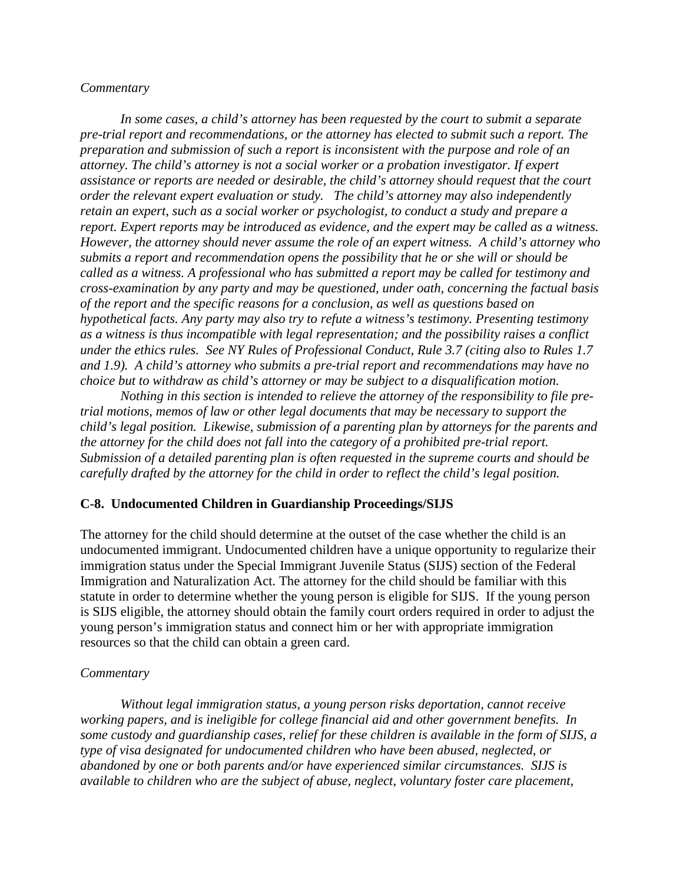*Commentary*

*In some cases, a child's attorney has been requested by the court to submit a separate pre-trial report and recommendations, or the attorney has elected to submit such a report. The preparation and submission of such a report is inconsistent with the purpose and role of an attorney. The child's attorney is not a social worker or a probation investigator. If expert assistance or reports are needed or desirable, the child's attorney should request that the court order the relevant expert evaluation or study. The child's attorney may also independently retain an expert, such as a social worker or psychologist, to conduct a study and prepare a report. Expert reports may be introduced as evidence, and the expert may be called as a witness. However, the attorney should never assume the role of an expert witness. A child's attorney who submits a report and recommendation opens the possibility that he or she will or should be called as a witness. A professional who has submitted a report may be called for testimony and cross-examination by any party and may be questioned, under oath, concerning the factual basis of the report and the specific reasons for a conclusion, as well as questions based on hypothetical facts. Any party may also try to refute a witness's testimony. Presenting testimony as a witness is thus incompatible with legal representation; and the possibility raises a conflict under the ethics rules. See NY Rules of Professional Conduct, Rule 3.7 (citing also to Rules 1.7 and 1.9). A child's attorney who submits a pre-trial report and recommendations may have no choice but to withdraw as child's attorney or may be subject to a disqualification motion.*

*Nothing in this section is intended to relieve the attorney of the responsibility to file pre-trial motions, memos of law or other legal documents that may be necessary to support the child's legal position. Likewise, submission of a parenting plan by attorneys for the parents and the attorney for the child does not fall into the category of a prohibited pre-trial report. Submission of a detailed parenting plan is often requested in the supreme courts and should be carefully drafted by the attorney for the child in order to reflect the child's legal position.*

### C-8. Undocumented Children in Guardianship Proceedings/SIJS

The attorney for the child should determine at the outset of the case whether the child is an undocumented immigrant. Undocumented children have a unique opportunity to regularize their immigration status under the Special Immigrant Juvenile Status (SIJS) section of the Federal Immigration and Naturalization Act. The attorney for the child should be familiar with this statute in order to determine whether the young person is eligible for SIJS. If the young person is SIJS eligible, the attorney should obtain the family court orders required in order to adjust the young person's immigration status and connect him or her with appropriate immigration resources so that the child can obtain a green card.

*Commentary*

*Without legal immigration status, a young person risks deportation, cannot receive working papers, and is ineligible for college financial aid and other government benefits. In some custody and guardianship cases, relief for these children is available in the form of SIJS, a type of visa designated for undocumented children who have been abused, neglected, or abandoned by one or both parents and/or have experienced similar circumstances. SIJS is available to children who are the subject of abuse, neglect, voluntary foster care placement,*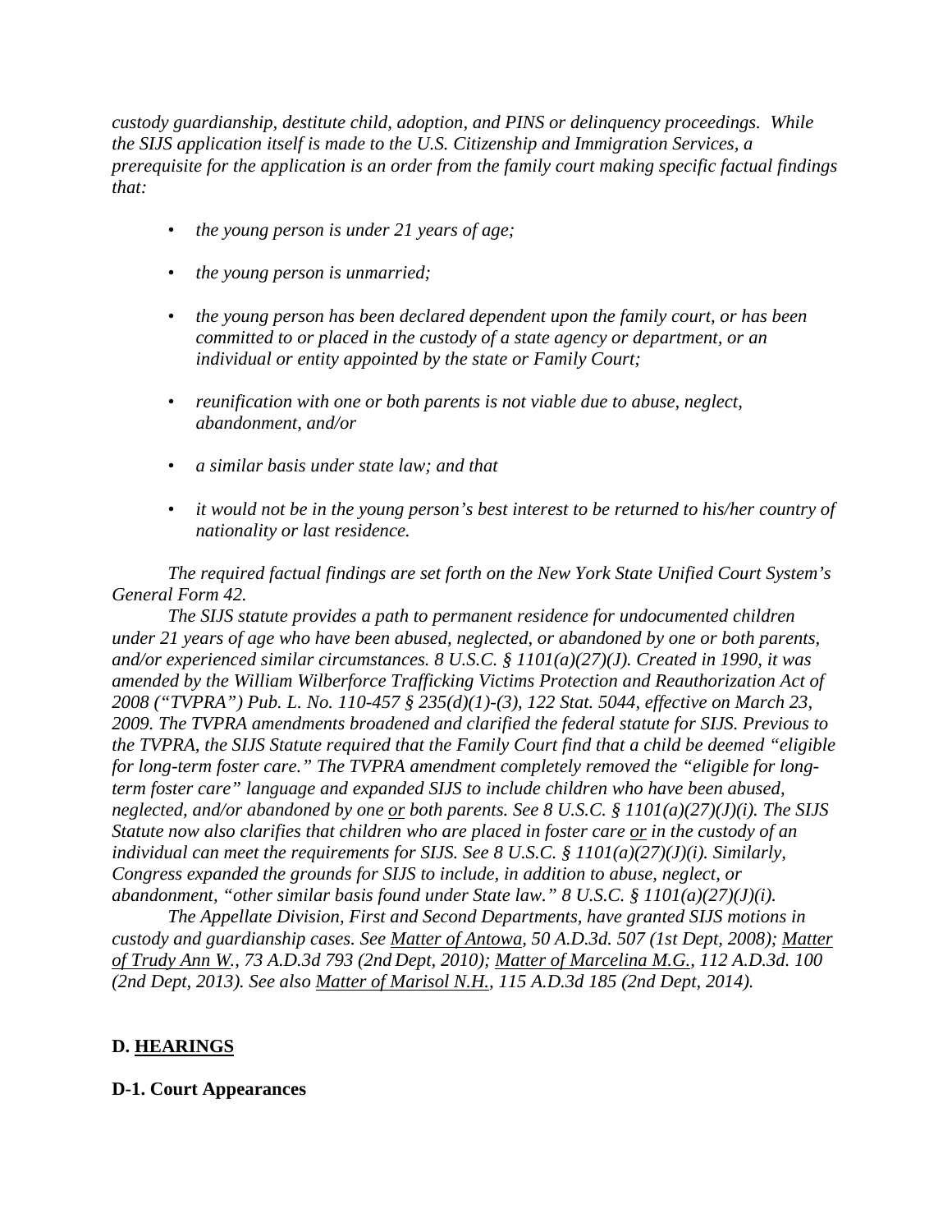*custody guardianship, destitute child, adoption, and PINS or delinquency proceedings. While the SIJS application itself is made to the U.S. Citizenship and Immigration Services, a prerequisite for the application is an order from the family court making specific factual findings that:*

- *the young person is under 21 years of age;*
- *the young person is unmarried;*
- *the young person has been declared dependent upon the family court, or has been committed to or placed in the custody of a state agency or department, or an individual or entity appointed by the state or Family Court;*
- *reunification with one or both parents is not viable due to abuse, neglect, abandonment, and/or*
- *a similar basis under state law; and that*
- *it would not be in the young person's best interest to be returned to his/her country of nationality or last residence.*

*The required factual findings are set forth on the New York State Unified Court System's General Form 42.*

*The SIJS statute provides a path to permanent residence for undocumented children under 21 years of age who have been abused, neglected, or abandoned by one or both parents, and/or experienced similar circumstances. 8 U.S.C. § 1101(a)(27)(J). Created in 1990, it was amended by the William Wilberforce Trafficking Victims Protection and Reauthorization Act of 2008 ("TVPRA") Pub. L. No. 110-457 § 235(d)(1)-(3), 122 Stat. 5044, effective on March 23, 2009. The TVPRA amendments broadened and clarified the federal statute for SIJS. Previous to the TVPRA, the SIJS Statute required that the Family Court find that a child be deemed "eligible for long-term foster care." The TVPRA amendment completely removed the "eligible for long-term foster care" language and expanded SIJS to include children who have been abused, neglected, and/or abandoned by one <u>or</u> both parents. See 8 U.S.C. § 1101(a)(27)(J)(i). The SIJS Statute now also clarifies that children who are placed in foster care <u>or</u> in the custody of an individual can meet the requirements for SIJS. See 8 U.S.C. § 1101(a)(27)(J)(i). Similarly, Congress expanded the grounds for SIJS to include, in addition to abuse, neglect, or abandonment, "other similar basis found under State law." 8 U.S.C. § 1101(a)(27)(J)(i).*

*The Appellate Division, First and Second Departments, have granted SIJS motions in custody and guardianship cases. See <u>Matter of Antowa</u>, 50 A.D.3d. 507 (1st Dept, 2008); <u>Matter of Trudy Ann W.</u>, 73 A.D.3d 793 (2nd Dept, 2010); <u>Matter of Marcelina M.G.</u>, 112 A.D.3d. 100 (2nd Dept, 2013). See also <u>Matter of Marisol N.H.</u>, 115 A.D.3d 185 (2nd Dept, 2014).*

## D. <u>HEARINGS</u>

### D-1. Court Appearances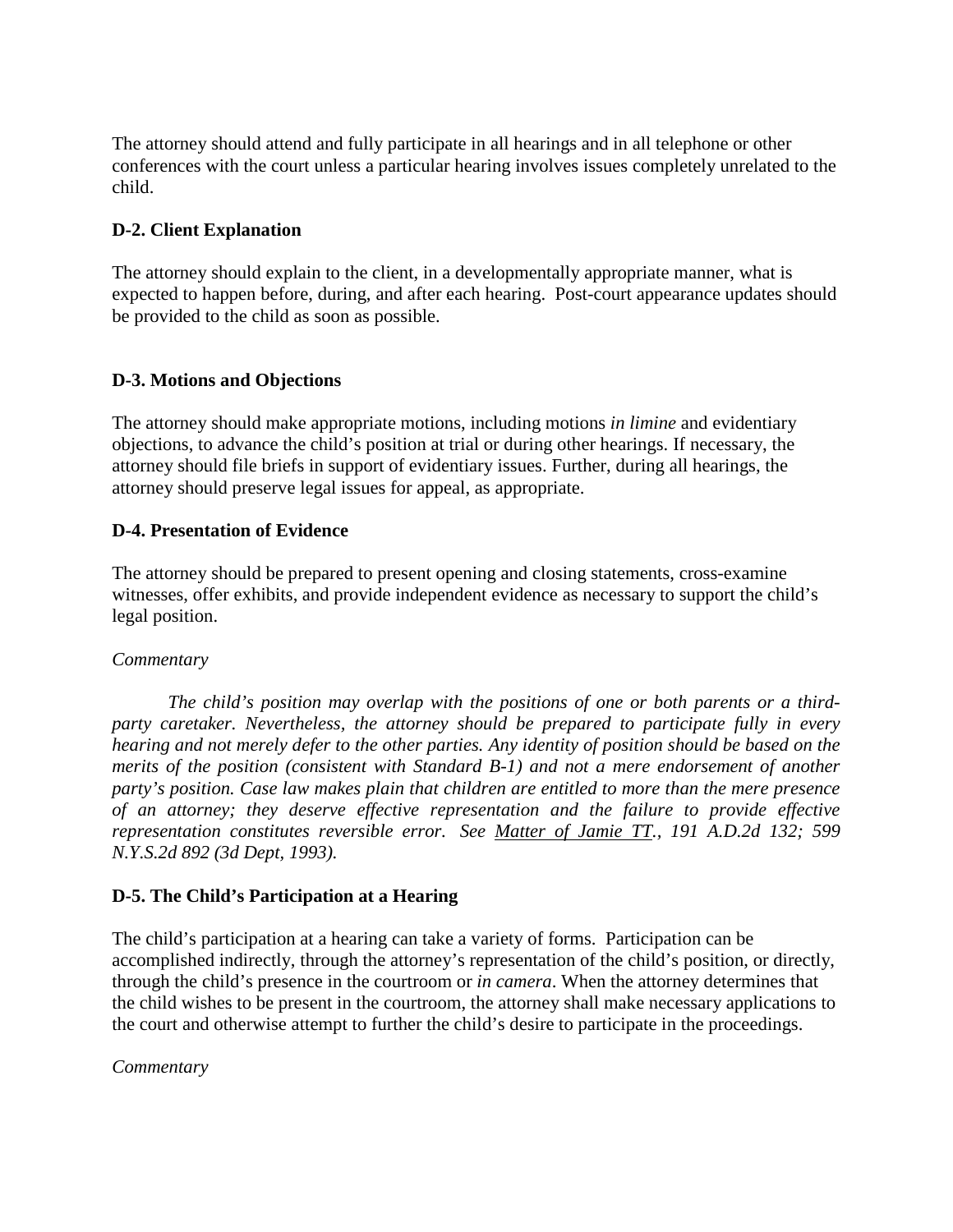The attorney should attend and fully participate in all hearings and in all telephone or other conferences with the court unless a particular hearing involves issues completely unrelated to the child.

**D-2. Client Explanation**

The attorney should explain to the client, in a developmentally appropriate manner, what is expected to happen before, during, and after each hearing. Post-court appearance updates should be provided to the child as soon as possible.

**D-3. Motions and Objections**

The attorney should make appropriate motions, including motions *in limine* and evidentiary objections, to advance the child's position at trial or during other hearings. If necessary, the attorney should file briefs in support of evidentiary issues. Further, during all hearings, the attorney should preserve legal issues for appeal, as appropriate.

**D-4. Presentation of Evidence**

The attorney should be prepared to present opening and closing statements, cross-examine witnesses, offer exhibits, and provide independent evidence as necessary to support the child's legal position.

*Commentary*

*The child's position may overlap with the positions of one or both parents or a third-party caretaker. Nevertheless, the attorney should be prepared to participate fully in every hearing and not merely defer to the other parties. Any identity of position should be based on the merits of the position (consistent with Standard B-1) and not a mere endorsement of another party's position. Case law makes plain that children are entitled to more than the mere presence of an attorney; they deserve effective representation and the failure to provide effective representation constitutes reversible error. See Matter of Jamie TT., 191 A.D.2d 132; 599 N.Y.S.2d 892 (3d Dept, 1993).*

**D-5. The Child's Participation at a Hearing**

The child's participation at a hearing can take a variety of forms. Participation can be accomplished indirectly, through the attorney's representation of the child's position, or directly, through the child's presence in the courtroom or *in camera*. When the attorney determines that the child wishes to be present in the courtroom, the attorney shall make necessary applications to the court and otherwise attempt to further the child's desire to participate in the proceedings.

*Commentary*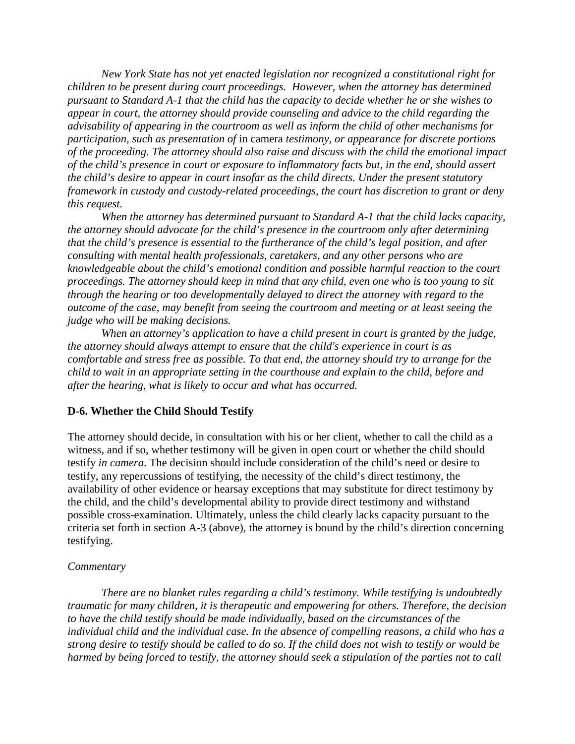*New York State has not yet enacted legislation nor recognized a constitutional right for children to be present during court proceedings. However, when the attorney has determined pursuant to Standard A-1 that the child has the capacity to decide whether he or she wishes to appear in court, the attorney should provide counseling and advice to the child regarding the advisability of appearing in the courtroom as well as inform the child of other mechanisms for participation, such as presentation of* in camera *testimony, or appearance for discrete portions of the proceeding. The attorney should also raise and discuss with the child the emotional impact of the child's presence in court or exposure to inflammatory facts but, in the end, should assert the child's desire to appear in court insofar as the child directs. Under the present statutory framework in custody and custody-related proceedings, the court has discretion to grant or deny this request.*

*When the attorney has determined pursuant to Standard A-1 that the child lacks capacity, the attorney should advocate for the child's presence in the courtroom only after determining that the child's presence is essential to the furtherance of the child's legal position, and after consulting with mental health professionals, caretakers, and any other persons who are knowledgeable about the child's emotional condition and possible harmful reaction to the court proceedings. The attorney should keep in mind that any child, even one who is too young to sit through the hearing or too developmentally delayed to direct the attorney with regard to the outcome of the case, may benefit from seeing the courtroom and meeting or at least seeing the judge who will be making decisions.*

*When an attorney's application to have a child present in court is granted by the judge, the attorney should always attempt to ensure that the child's experience in court is as comfortable and stress free as possible. To that end, the attorney should try to arrange for the child to wait in an appropriate setting in the courthouse and explain to the child, before and after the hearing, what is likely to occur and what has occurred.*

### D-6. Whether the Child Should Testify

The attorney should decide, in consultation with his or her client, whether to call the child as a witness, and if so, whether testimony will be given in open court or whether the child should testify *in camera*. The decision should include consideration of the child's need or desire to testify, any repercussions of testifying, the necessity of the child's direct testimony, the availability of other evidence or hearsay exceptions that may substitute for direct testimony by the child, and the child's developmental ability to provide direct testimony and withstand possible cross-examination. Ultimately, unless the child clearly lacks capacity pursuant to the criteria set forth in section A-3 (above), the attorney is bound by the child's direction concerning testifying.

*Commentary*

*There are no blanket rules regarding a child's testimony. While testifying is undoubtedly traumatic for many children, it is therapeutic and empowering for others. Therefore, the decision to have the child testify should be made individually, based on the circumstances of the individual child and the individual case. In the absence of compelling reasons, a child who has a strong desire to testify should be called to do so. If the child does not wish to testify or would be harmed by being forced to testify, the attorney should seek a stipulation of the parties not to call*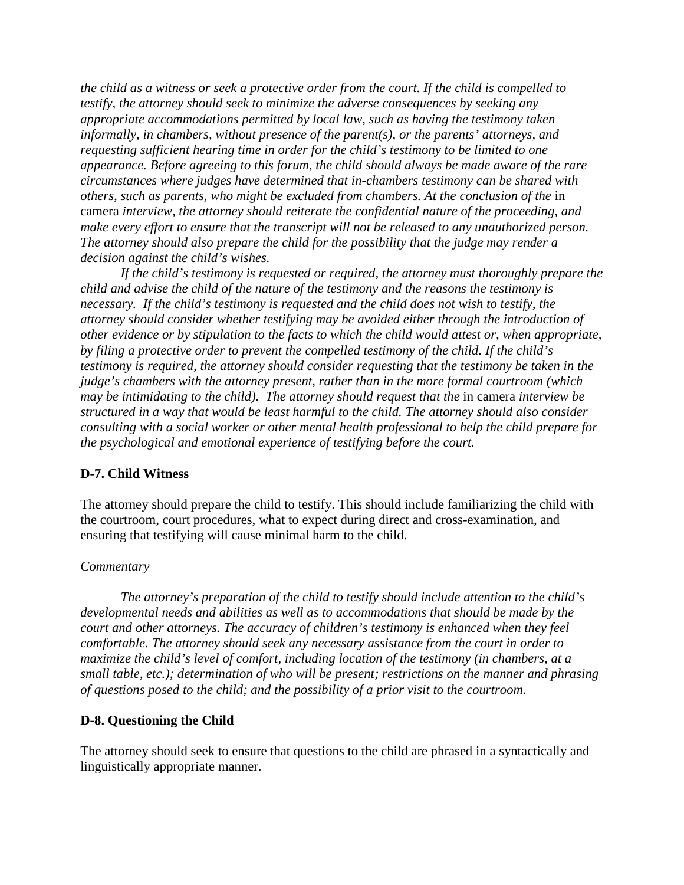*the child as a witness or seek a protective order from the court. If the child is compelled to testify, the attorney should seek to minimize the adverse consequences by seeking any appropriate accommodations permitted by local law, such as having the testimony taken informally, in chambers, without presence of the parent(s), or the parents' attorneys, and requesting sufficient hearing time in order for the child's testimony to be limited to one appearance. Before agreeing to this forum, the child should always be made aware of the rare circumstances where judges have determined that in-chambers testimony can be shared with others, such as parents, who might be excluded from chambers. At the conclusion of the* in camera *interview, the attorney should reiterate the confidential nature of the proceeding, and make every effort to ensure that the transcript will not be released to any unauthorized person. The attorney should also prepare the child for the possibility that the judge may render a decision against the child's wishes.*

*If the child's testimony is requested or required, the attorney must thoroughly prepare the child and advise the child of the nature of the testimony and the reasons the testimony is necessary. If the child's testimony is requested and the child does not wish to testify, the attorney should consider whether testifying may be avoided either through the introduction of other evidence or by stipulation to the facts to which the child would attest or, when appropriate, by filing a protective order to prevent the compelled testimony of the child. If the child's testimony is required, the attorney should consider requesting that the testimony be taken in the judge's chambers with the attorney present, rather than in the more formal courtroom (which may be intimidating to the child). The attorney should request that the* in camera *interview be structured in a way that would be least harmful to the child. The attorney should also consider consulting with a social worker or other mental health professional to help the child prepare for the psychological and emotional experience of testifying before the court.*

**D-7. Child Witness**

The attorney should prepare the child to testify. This should include familiarizing the child with the courtroom, court procedures, what to expect during direct and cross-examination, and ensuring that testifying will cause minimal harm to the child.

*Commentary*

*The attorney's preparation of the child to testify should include attention to the child's developmental needs and abilities as well as to accommodations that should be made by the court and other attorneys. The accuracy of children's testimony is enhanced when they feel comfortable. The attorney should seek any necessary assistance from the court in order to maximize the child's level of comfort, including location of the testimony (in chambers, at a small table, etc.); determination of who will be present; restrictions on the manner and phrasing of questions posed to the child; and the possibility of a prior visit to the courtroom.*

**D-8. Questioning the Child**

The attorney should seek to ensure that questions to the child are phrased in a syntactically and linguistically appropriate manner.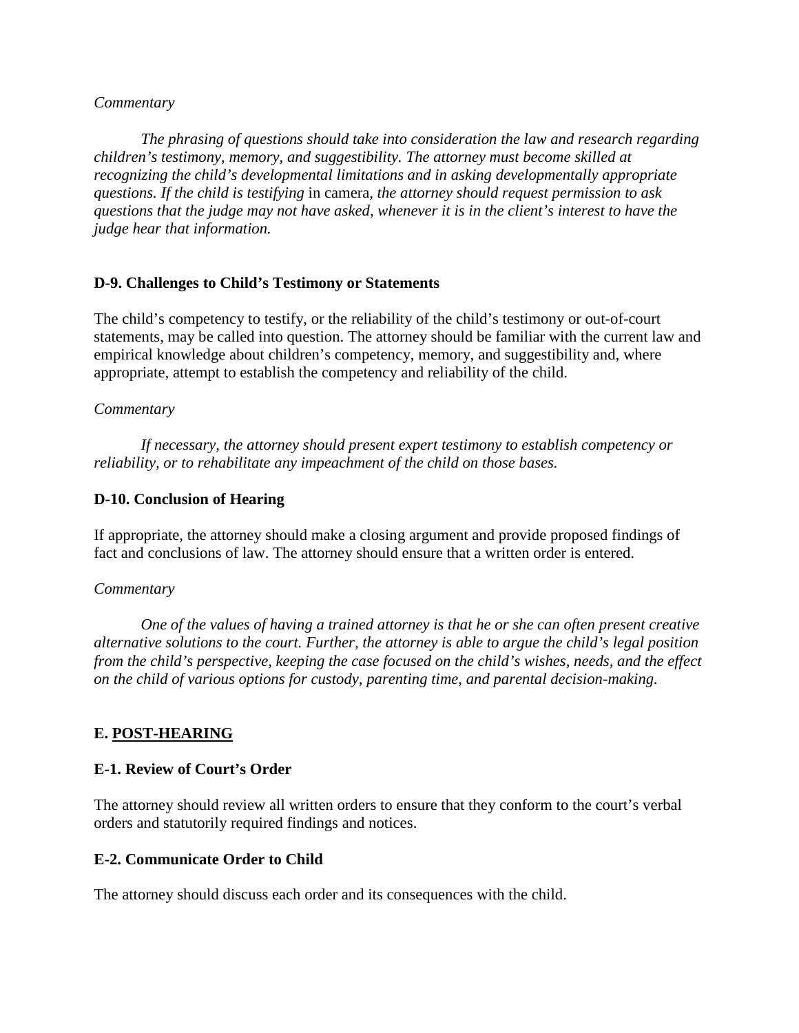*Commentary*

*The phrasing of questions should take into consideration the law and research regarding children's testimony, memory, and suggestibility. The attorney must become skilled at recognizing the child's developmental limitations and in asking developmentally appropriate questions. If the child is testifying* in camera*, the attorney should request permission to ask questions that the judge may not have asked, whenever it is in the client's interest to have the judge hear that information.*

**D-9. Challenges to Child's Testimony or Statements**

The child's competency to testify, or the reliability of the child's testimony or out-of-court statements, may be called into question. The attorney should be familiar with the current law and empirical knowledge about children's competency, memory, and suggestibility and, where appropriate, attempt to establish the competency and reliability of the child.

*Commentary*

*If necessary, the attorney should present expert testimony to establish competency or reliability, or to rehabilitate any impeachment of the child on those bases.*

**D-10. Conclusion of Hearing**

If appropriate, the attorney should make a closing argument and provide proposed findings of fact and conclusions of law. The attorney should ensure that a written order is entered.

*Commentary*

*One of the values of having a trained attorney is that he or she can often present creative alternative solutions to the court. Further, the attorney is able to argue the child's legal position from the child's perspective, keeping the case focused on the child's wishes, needs, and the effect on the child of various options for custody, parenting time, and parental decision-making.*

## E. POST-HEARING

**E-1. Review of Court's Order**

The attorney should review all written orders to ensure that they conform to the court's verbal orders and statutorily required findings and notices.

**E-2. Communicate Order to Child**

The attorney should discuss each order and its consequences with the child.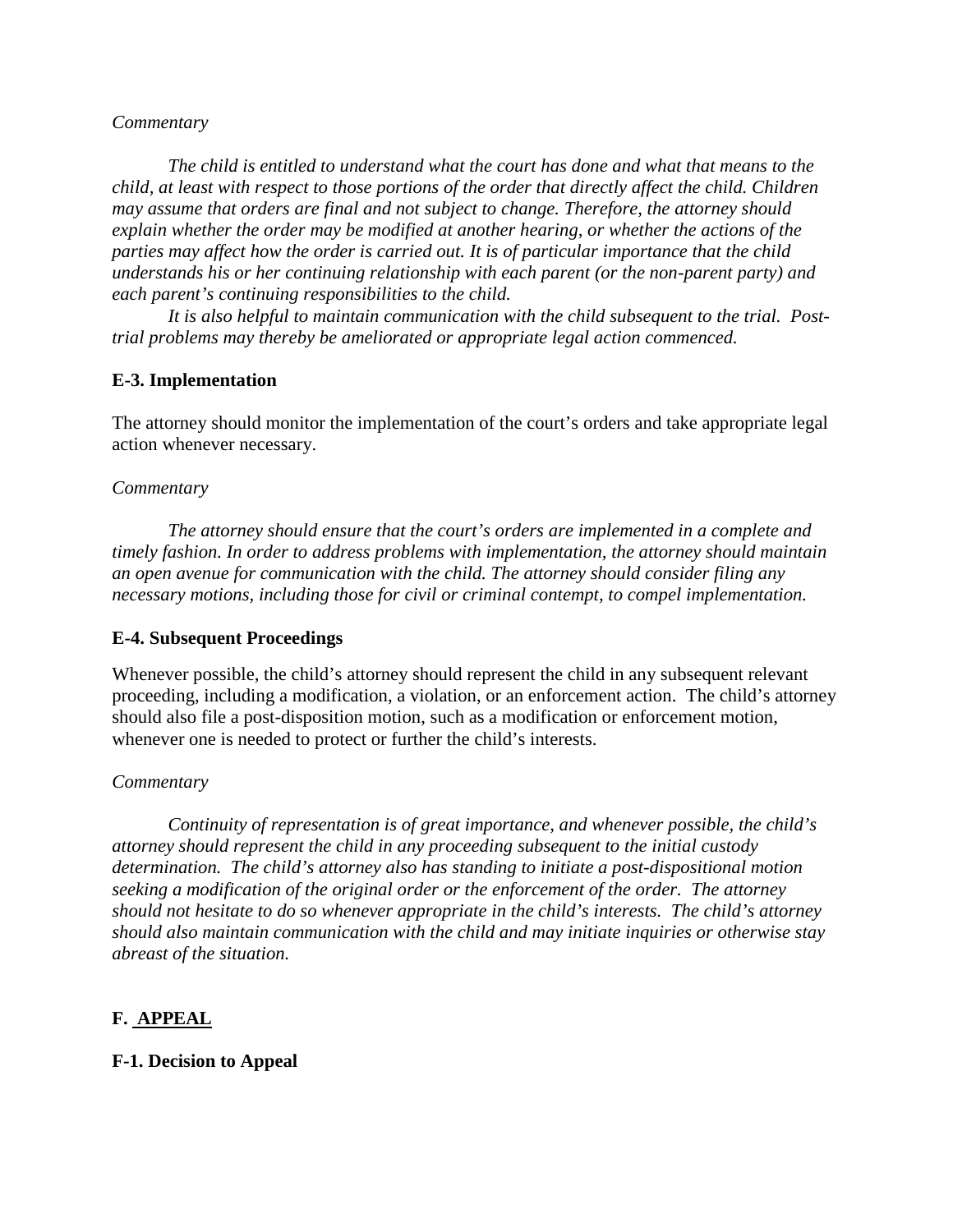*Commentary*

*The child is entitled to understand what the court has done and what that means to the child, at least with respect to those portions of the order that directly affect the child. Children may assume that orders are final and not subject to change. Therefore, the attorney should explain whether the order may be modified at another hearing, or whether the actions of the parties may affect how the order is carried out. It is of particular importance that the child understands his or her continuing relationship with each parent (or the non-parent party) and each parent's continuing responsibilities to the child.*

*It is also helpful to maintain communication with the child subsequent to the trial. Post-trial problems may thereby be ameliorated or appropriate legal action commenced.*

### E-3. Implementation

The attorney should monitor the implementation of the court's orders and take appropriate legal action whenever necessary.

*Commentary*

*The attorney should ensure that the court's orders are implemented in a complete and timely fashion. In order to address problems with implementation, the attorney should maintain an open avenue for communication with the child. The attorney should consider filing any necessary motions, including those for civil or criminal contempt, to compel implementation.*

### E-4. Subsequent Proceedings

Whenever possible, the child's attorney should represent the child in any subsequent relevant proceeding, including a modification, a violation, or an enforcement action. The child's attorney should also file a post-disposition motion, such as a modification or enforcement motion, whenever one is needed to protect or further the child's interests.

*Commentary*

*Continuity of representation is of great importance, and whenever possible, the child's attorney should represent the child in any proceeding subsequent to the initial custody determination. The child's attorney also has standing to initiate a post-dispositional motion seeking a modification of the original order or the enforcement of the order. The attorney should not hesitate to do so whenever appropriate in the child's interests. The child's attorney should also maintain communication with the child and may initiate inquiries or otherwise stay abreast of the situation.*

## F. APPEAL

### F-1. Decision to Appeal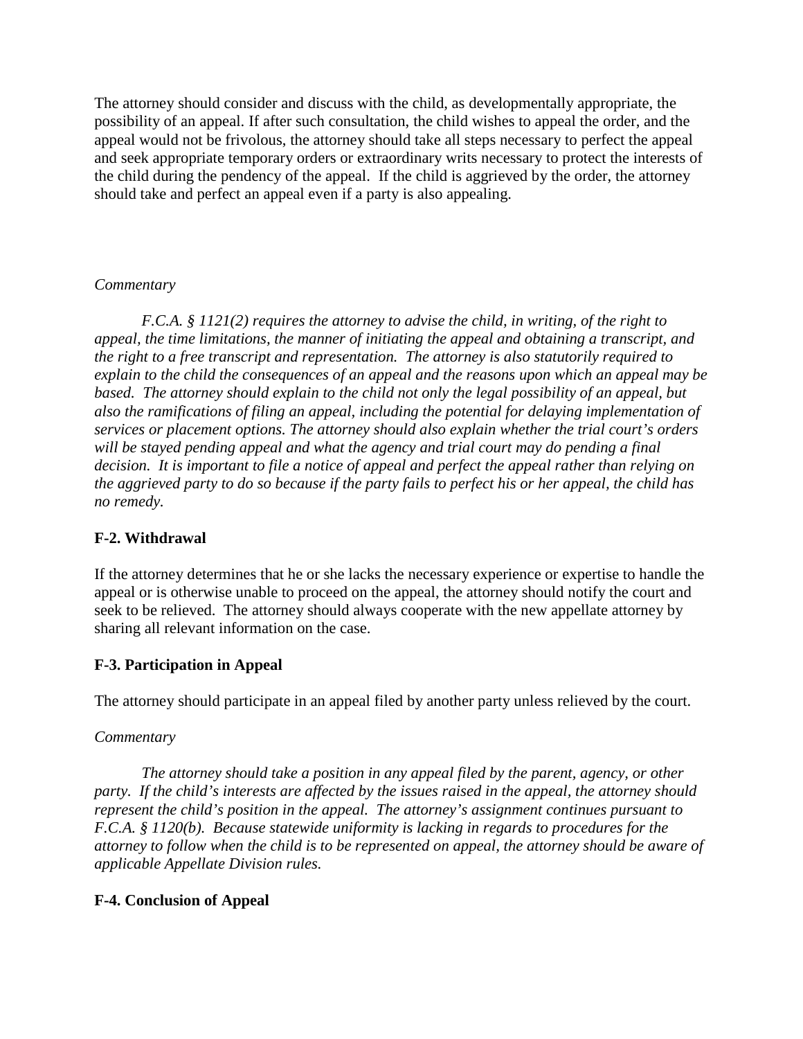The attorney should consider and discuss with the child, as developmentally appropriate, the possibility of an appeal. If after such consultation, the child wishes to appeal the order, and the appeal would not be frivolous, the attorney should take all steps necessary to perfect the appeal and seek appropriate temporary orders or extraordinary writs necessary to protect the interests of the child during the pendency of the appeal. If the child is aggrieved by the order, the attorney should take and perfect an appeal even if a party is also appealing.

*Commentary*

*F.C.A. § 1121(2) requires the attorney to advise the child, in writing, of the right to appeal, the time limitations, the manner of initiating the appeal and obtaining a transcript, and the right to a free transcript and representation. The attorney is also statutorily required to explain to the child the consequences of an appeal and the reasons upon which an appeal may be based. The attorney should explain to the child not only the legal possibility of an appeal, but also the ramifications of filing an appeal, including the potential for delaying implementation of services or placement options. The attorney should also explain whether the trial court's orders will be stayed pending appeal and what the agency and trial court may do pending a final decision. It is important to file a notice of appeal and perfect the appeal rather than relying on the aggrieved party to do so because if the party fails to perfect his or her appeal, the child has no remedy.*

### F-2. Withdrawal

If the attorney determines that he or she lacks the necessary experience or expertise to handle the appeal or is otherwise unable to proceed on the appeal, the attorney should notify the court and seek to be relieved. The attorney should always cooperate with the new appellate attorney by sharing all relevant information on the case.

### F-3. Participation in Appeal

The attorney should participate in an appeal filed by another party unless relieved by the court.

*Commentary*

*The attorney should take a position in any appeal filed by the parent, agency, or other party. If the child's interests are affected by the issues raised in the appeal, the attorney should represent the child's position in the appeal. The attorney's assignment continues pursuant to F.C.A. § 1120(b). Because statewide uniformity is lacking in regards to procedures for the attorney to follow when the child is to be represented on appeal, the attorney should be aware of applicable Appellate Division rules.*

### F-4. Conclusion of Appeal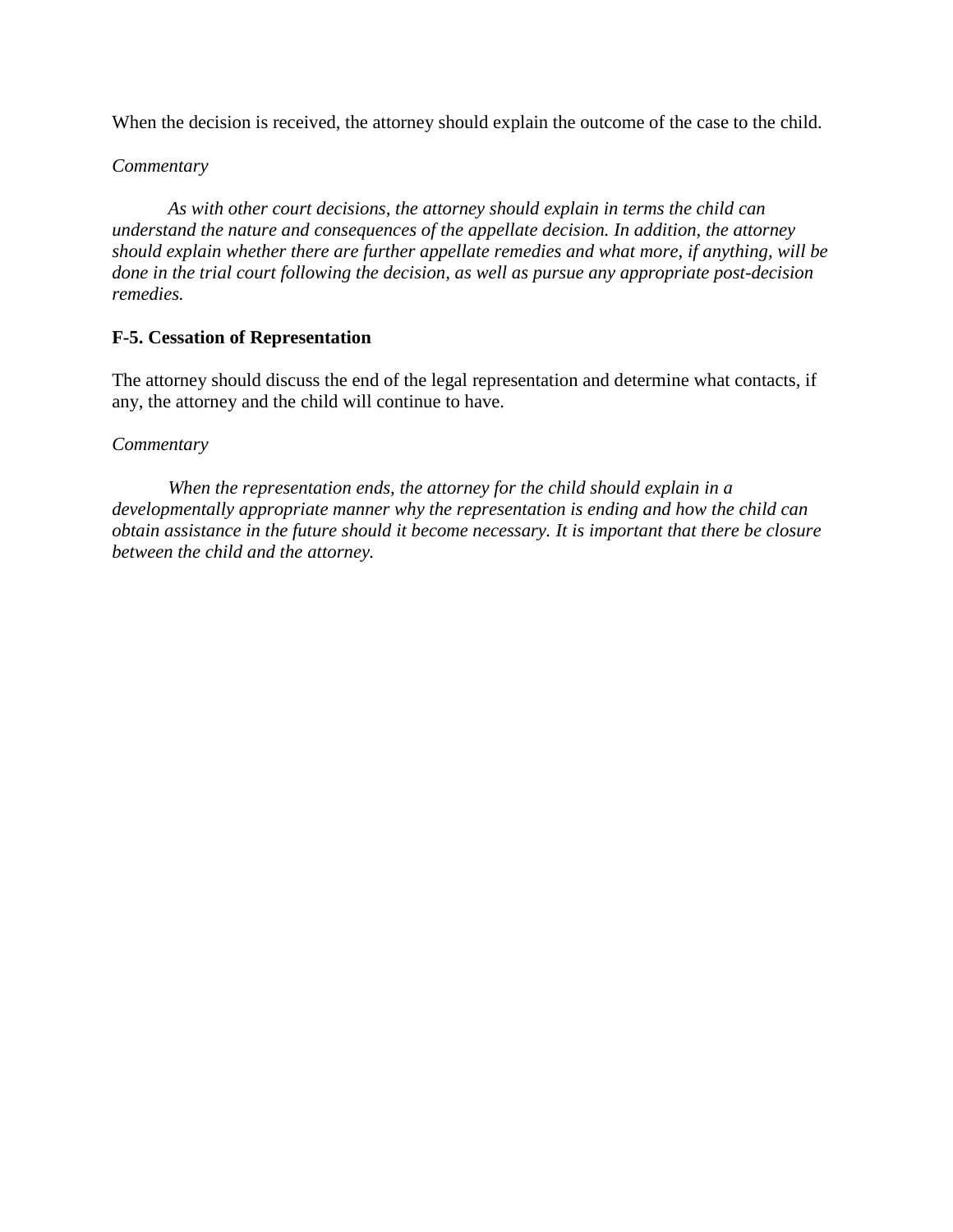When the decision is received, the attorney should explain the outcome of the case to the child.

*Commentary*

*As with other court decisions, the attorney should explain in terms the child can understand the nature and consequences of the appellate decision. In addition, the attorney should explain whether there are further appellate remedies and what more, if anything, will be done in the trial court following the decision, as well as pursue any appropriate post-decision remedies.*

**F-5. Cessation of Representation**

The attorney should discuss the end of the legal representation and determine what contacts, if any, the attorney and the child will continue to have.

*Commentary*

*When the representation ends, the attorney for the child should explain in a developmentally appropriate manner why the representation is ending and how the child can obtain assistance in the future should it become necessary. It is important that there be closure between the child and the attorney.*